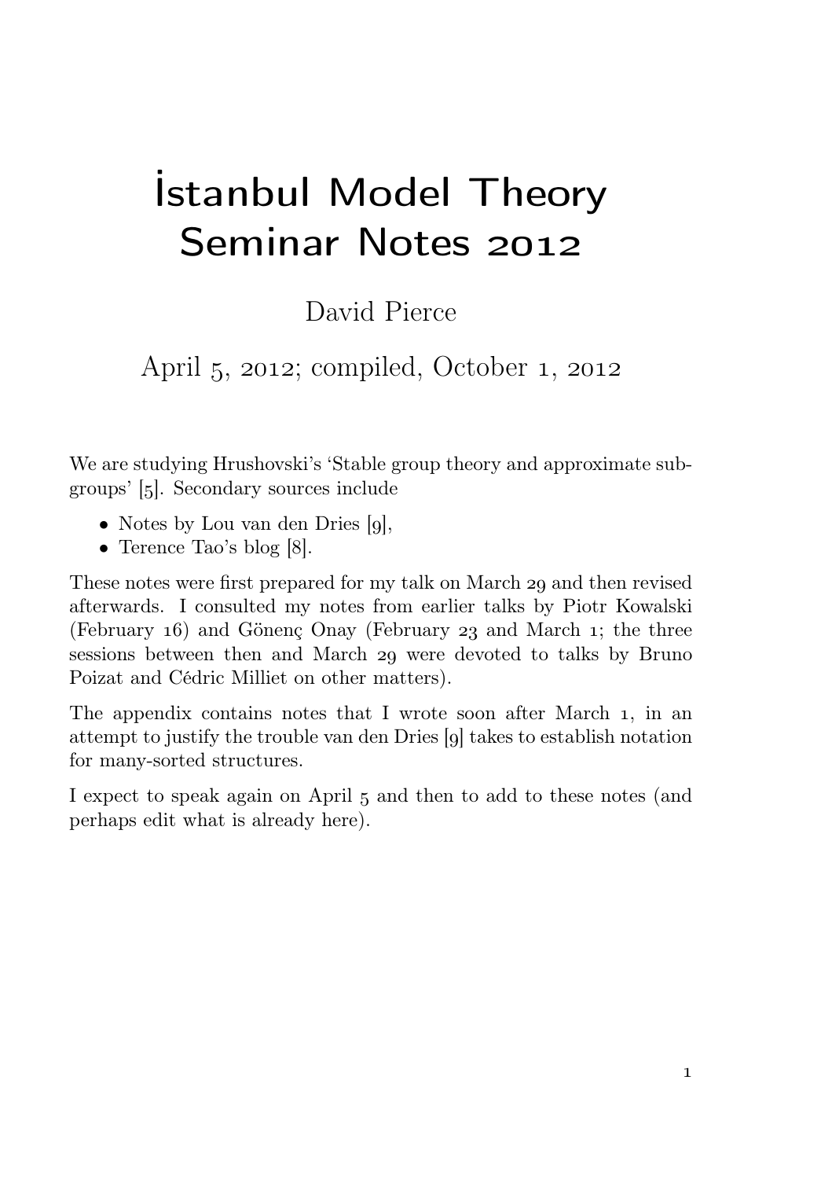# İstanbul Model Theory Seminar Notes 2012

David Pierce

April 5, 2012; compiled, October 1, 2012

We are studying Hrushovski's 'Stable group theory and approximate subgroups' [5]. Secondary sources include

- Notes by Lou van den Dries [9],
- Terence Tao's blog [8].

These notes were first prepared for my talk on March 29 and then revised afterwards. I consulted my notes from earlier talks by Piotr Kowalski (February 16) and Gönenç Onay (February 23 and March 1; the three sessions between then and March 29 were devoted to talks by Bruno Poizat and Cédric Milliet on other matters).

The appendix contains notes that I wrote soon after March 1, in an attempt to justify the trouble van den Dries [9] takes to establish notation for many-sorted structures.

I expect to speak again on April 5 and then to add to these notes (and perhaps edit what is already here).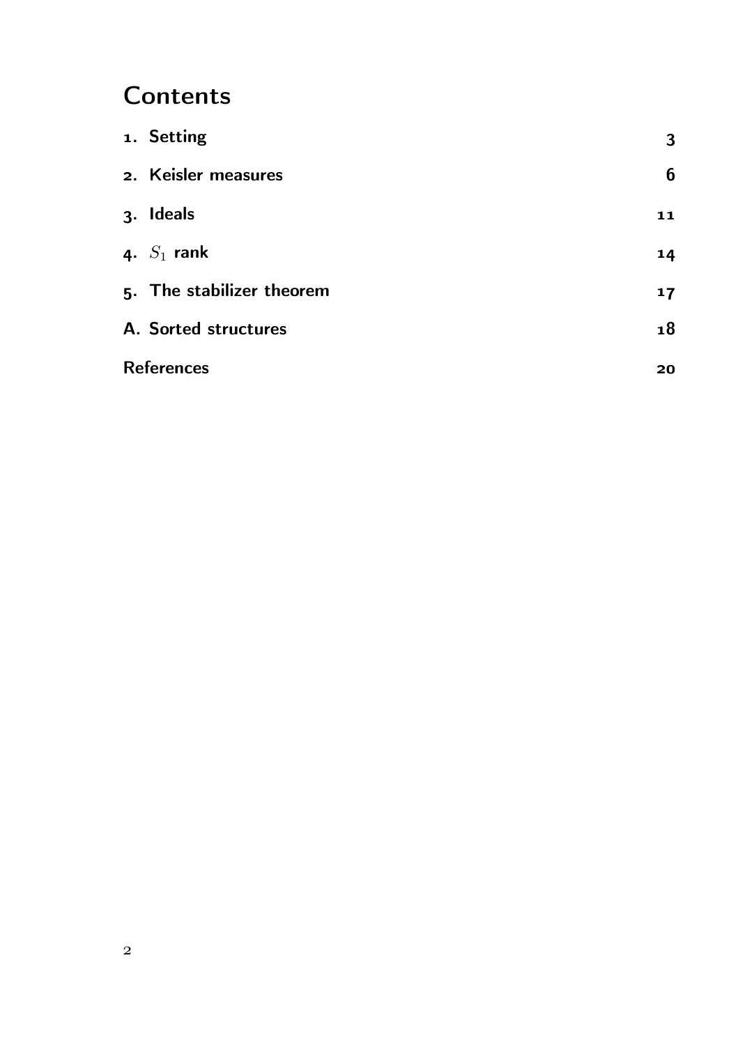# Contents

1. Setting 3
2. Keisler measures 6
3. Ideals 11
4. $S_1$ rank 14
5. The stabilizer theorem 17

A. Sorted structures 18

References 20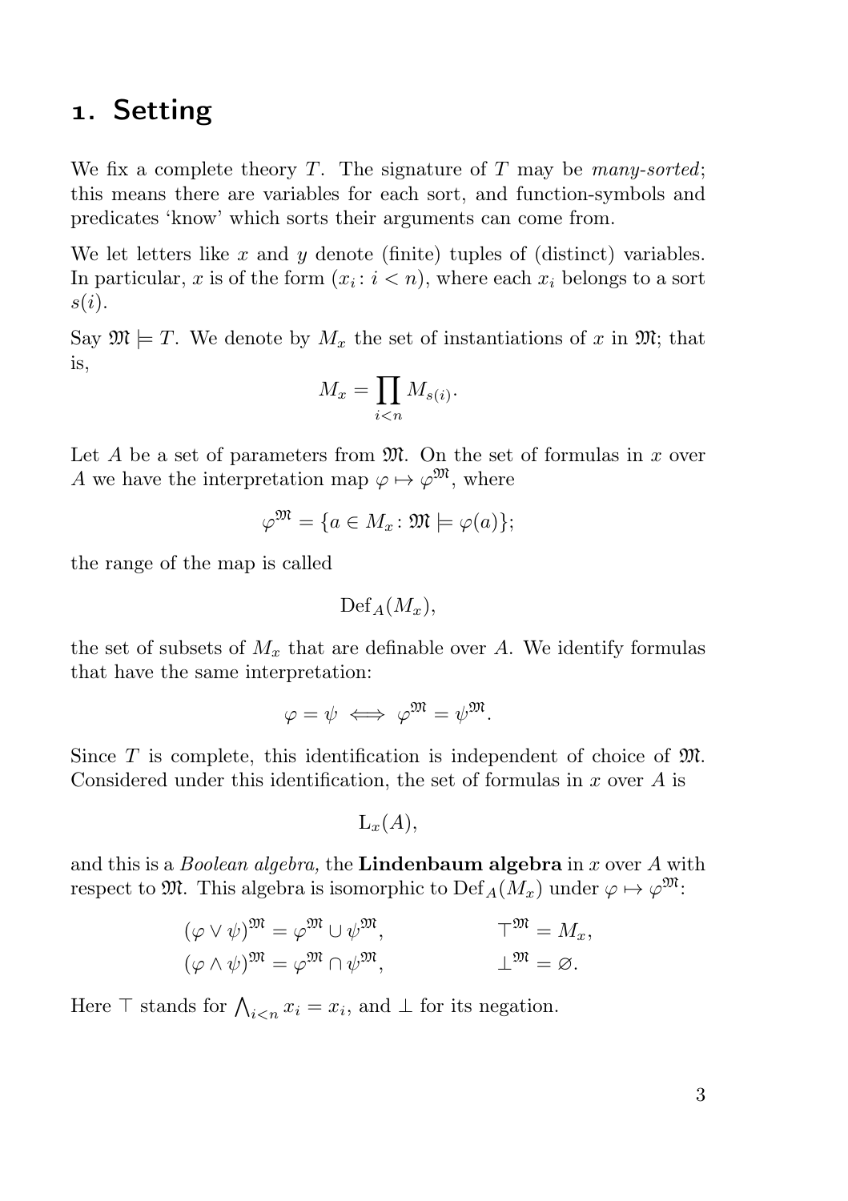# 1. Setting

We fix a complete theory $T$. The signature of $T$ may be *many-sorted*; this means there are variables for each sort, and function-symbols and predicates 'know' which sorts their arguments can come from.

We let letters like $x$ and $y$ denote (finite) tuples of (distinct) variables. In particular, $x$ is of the form $(x_i : i < n)$, where each $x_i$ belongs to a sort $s(i)$.

Say $\mathfrak{M} \models T$. We denote by $M_x$ the set of instantiations of $x$ in $\mathfrak{M}$; that is,

$$M_x = \prod_{i<n} M_{s(i)}.$$

Let $A$ be a set of parameters from $\mathfrak{M}$. On the set of formulas in $x$ over $A$ we have the interpretation map $\varphi \mapsto \varphi^{\mathfrak{M}}$, where

$$\varphi^{\mathfrak{M}} = \{a \in M_x : \mathfrak{M} \models \varphi(a)\};$$

the range of the map is called

$$\mathrm{Def}_A(M_x),$$

the set of subsets of $M_x$ that are definable over $A$. We identify formulas that have the same interpretation:

$$\varphi = \psi \iff \varphi^{\mathfrak{M}} = \psi^{\mathfrak{M}}.$$

Since $T$ is complete, this identification is independent of choice of $\mathfrak{M}$. Considered under this identification, the set of formulas in $x$ over $A$ is

$$\mathrm{L}_x(A),$$

and this is a *Boolean algebra,* the **Lindenbaum algebra** in $x$ over $A$ with respect to $\mathfrak{M}$. This algebra is isomorphic to $\mathrm{Def}_A(M_x)$ under $\varphi \mapsto \varphi^{\mathfrak{M}}$:

$$(\varphi \vee \psi)^{\mathfrak{M}} = \varphi^{\mathfrak{M}} \cup \psi^{\mathfrak{M}}, \qquad \top^{\mathfrak{M}} = M_x,$$
$$(\varphi \wedge \psi)^{\mathfrak{M}} = \varphi^{\mathfrak{M}} \cap \psi^{\mathfrak{M}}, \qquad \bot^{\mathfrak{M}} = \varnothing.$$

Here $\top$ stands for $\bigwedge_{i<n} x_i = x_i$, and $\bot$ for its negation.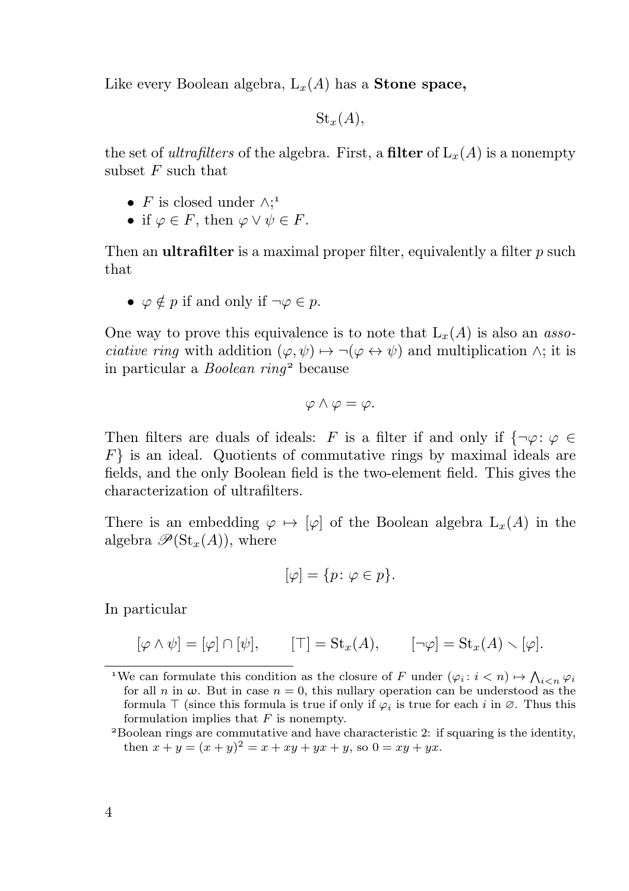Like every Boolean algebra, $\mathrm{L}_x(A)$ has a **Stone space,**

$$\mathrm{St}_x(A),$$

the set of *ultrafilters* of the algebra. First, a **filter** of $\mathrm{L}_x(A)$ is a nonempty subset $F$ such that

- $F$ is closed under $\wedge$;[1]
- if $\varphi \in F$, then $\varphi \vee \psi \in F$.

Then an **ultrafilter** is a maximal proper filter, equivalently a filter $p$ such that

- $\varphi \notin p$ if and only if $\neg\varphi \in p$.

One way to prove this equivalence is to note that $\mathrm{L}_x(A)$ is also an *associative ring* with addition $(\varphi, \psi) \mapsto \neg(\varphi \leftrightarrow \psi)$ and multiplication $\wedge$; it is in particular a *Boolean ring*[2] because

$$\varphi \wedge \varphi = \varphi.$$

Then filters are duals of ideals: $F$ is a filter if and only if $\{\neg\varphi \colon \varphi \in F\}$ is an ideal. Quotients of commutative rings by maximal ideals are fields, and the only Boolean field is the two-element field. This gives the characterization of ultrafilters.

There is an embedding $\varphi \mapsto [\varphi]$ of the Boolean algebra $\mathrm{L}_x(A)$ in the algebra $\mathscr{P}(\mathrm{St}_x(A))$, where

$$[\varphi] = \{p \colon \varphi \in p\}.$$

In particular

$$[\varphi \wedge \psi] = [\varphi] \cap [\psi], \qquad [\top] = \mathrm{St}_x(A), \qquad [\neg\varphi] = \mathrm{St}_x(A) \smallsetminus [\varphi].$$

---

[1] We can formulate this condition as the closure of $F$ under $(\varphi_i \colon i < n) \mapsto \bigwedge_{i<n} \varphi_i$ for all $n$ in $\omega$. But in case $n = 0$, this nullary operation can be understood as the formula $\top$ (since this formula is true if only if $\varphi_i$ is true for each $i$ in $\varnothing$. Thus this formulation implies that $F$ is nonempty.

[2] Boolean rings are commutative and have characteristic 2: if squaring is the identity, then $x + y = (x + y)^2 = x + xy + yx + y$, so $0 = xy + yx$.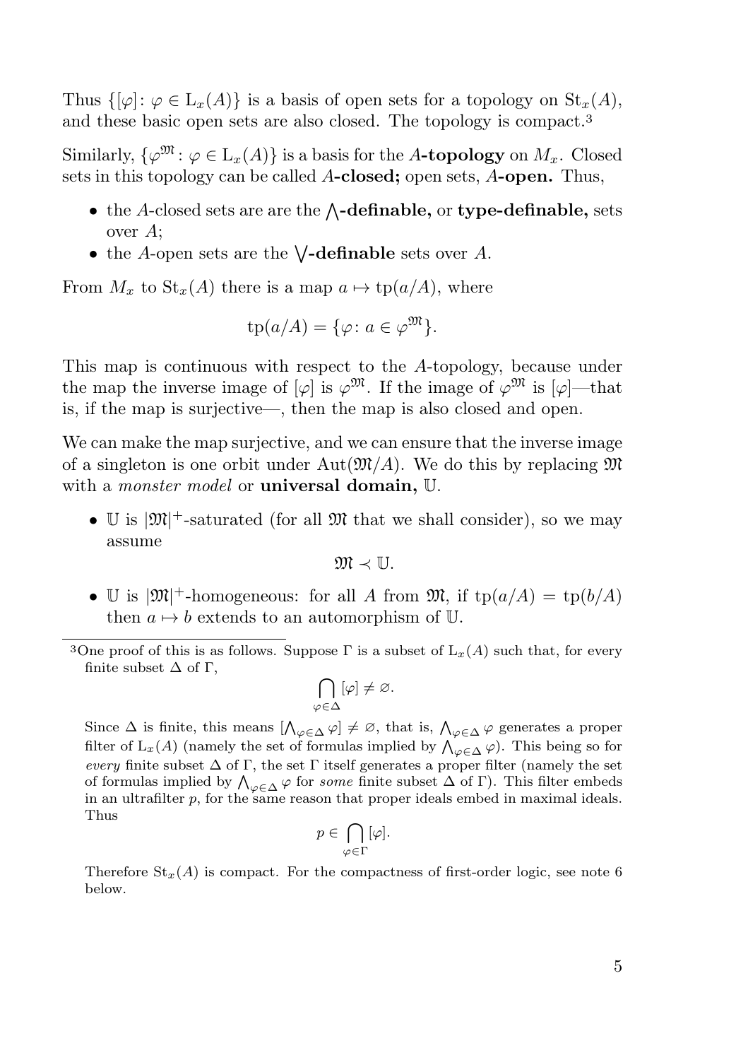Thus $\{[\varphi]\colon \varphi \in \mathrm{L}_x(A)\}$ is a basis of open sets for a topology on $\mathrm{St}_x(A)$, and these basic open sets are also closed. The topology is compact.[3]

Similarly, $\{\varphi^{\mathfrak{M}}\colon \varphi \in \mathrm{L}_x(A)\}$ is a basis for the $A$**-topology** on $M_x$. Closed sets in this topology can be called $A$**-closed;** open sets, $A$**-open.** Thus,

- the $A$-closed sets are are the $\bigwedge$**-definable,** or **type-definable,** sets over $A$;
- the $A$-open sets are the $\bigvee$**-definable** sets over $A$.

From $M_x$ to $\mathrm{St}_x(A)$ there is a map $a \mapsto \mathrm{tp}(a/A)$, where

$$\mathrm{tp}(a/A) = \{\varphi\colon a \in \varphi^{\mathfrak{M}}\}.$$

This map is continuous with respect to the $A$-topology, because under the map the inverse image of $[\varphi]$ is $\varphi^{\mathfrak{M}}$. If the image of $\varphi^{\mathfrak{M}}$ is $[\varphi]$—that is, if the map is surjective—, then the map is also closed and open.

We can make the map surjective, and we can ensure that the inverse image of a singleton is one orbit under $\mathrm{Aut}(\mathfrak{M}/A)$. We do this by replacing $\mathfrak{M}$ with a *monster model* or **universal domain,** $\mathbb{U}$.

- $\mathbb{U}$ is $|\mathfrak{M}|^+$-saturated (for all $\mathfrak{M}$ that we shall consider), so we may assume

$$\mathfrak{M} \prec \mathbb{U}.$$

- $\mathbb{U}$ is $|\mathfrak{M}|^+$-homogeneous: for all $A$ from $\mathfrak{M}$, if $\mathrm{tp}(a/A) = \mathrm{tp}(b/A)$ then $a \mapsto b$ extends to an automorphism of $\mathbb{U}$.

---

[3]One proof of this is as follows. Suppose $\Gamma$ is a subset of $\mathrm{L}_x(A)$ such that, for every finite subset $\Delta$ of $\Gamma$,

$$\bigcap_{\varphi\in\Delta} [\varphi] \neq \varnothing.$$

Since $\Delta$ is finite, this means $[\bigwedge_{\varphi\in\Delta} \varphi] \neq \varnothing$, that is, $\bigwedge_{\varphi\in\Delta} \varphi$ generates a proper filter of $\mathrm{L}_x(A)$ (namely the set of formulas implied by $\bigwedge_{\varphi\in\Delta} \varphi$). This being so for *every* finite subset $\Delta$ of $\Gamma$, the set $\Gamma$ itself generates a proper filter (namely the set of formulas implied by $\bigwedge_{\varphi\in\Delta} \varphi$ for *some* finite subset $\Delta$ of $\Gamma$). This filter embeds in an ultrafilter $p$, for the same reason that proper ideals embed in maximal ideals. Thus

$$p \in \bigcap_{\varphi\in\Gamma} [\varphi].$$

Therefore $\mathrm{St}_x(A)$ is compact. For the compactness of first-order logic, see note 6 below.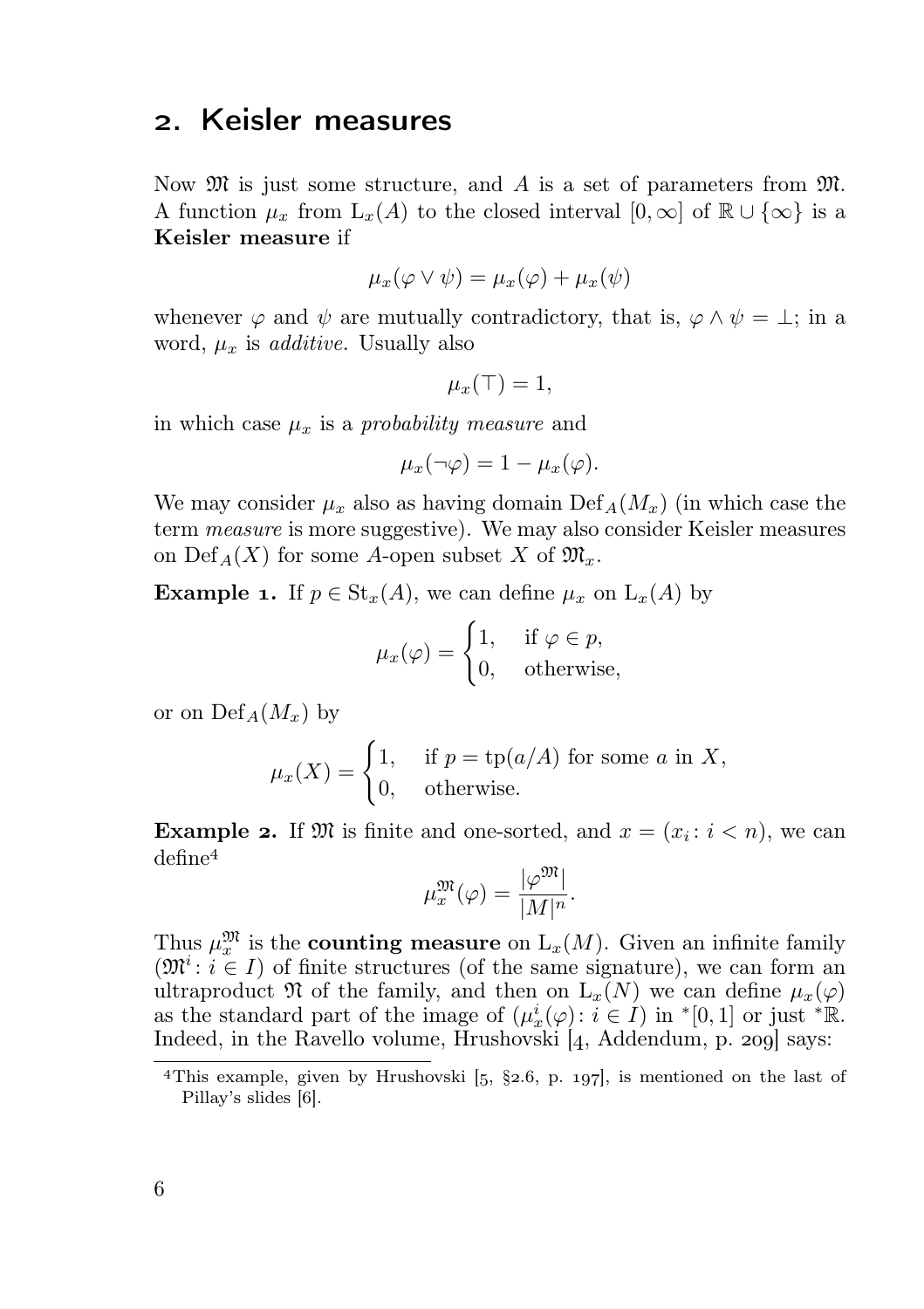## 2. Keisler measures

Now $\mathfrak{M}$ is just some structure, and $A$ is a set of parameters from $\mathfrak{M}$. A function $\mu_x$ from $\mathrm{L}_x(A)$ to the closed interval $[0, \infty]$ of $\mathbb{R} \cup \{\infty\}$ is a **Keisler measure** if

$$\mu_x(\varphi \vee \psi) = \mu_x(\varphi) + \mu_x(\psi)$$

whenever $\varphi$ and $\psi$ are mutually contradictory, that is, $\varphi \wedge \psi = \bot$; in a word, $\mu_x$ is *additive.* Usually also

$$\mu_x(\top) = 1,$$

in which case $\mu_x$ is a *probability measure* and

$$\mu_x(\neg\varphi) = 1 - \mu_x(\varphi).$$

We may consider $\mu_x$ also as having domain $\mathrm{Def}_A(M_x)$ (in which case the term *measure* is more suggestive). We may also consider Keisler measures on $\mathrm{Def}_A(X)$ for some $A$-open subset $X$ of $\mathfrak{M}_x$.

**Example 1.** If $p \in \mathrm{St}_x(A)$, we can define $\mu_x$ on $\mathrm{L}_x(A)$ by

$$\mu_x(\varphi) = \begin{cases} 1, & \text{if } \varphi \in p, \\ 0, & \text{otherwise,} \end{cases}$$

or on $\mathrm{Def}_A(M_x)$ by

$$\mu_x(X) = \begin{cases} 1, & \text{if } p = \mathrm{tp}(a/A) \text{ for some } a \text{ in } X, \\ 0, & \text{otherwise.} \end{cases}$$

**Example 2.** If $\mathfrak{M}$ is finite and one-sorted, and $x = (x_i : i < n)$, we can define[4]

$$\mu_x^{\mathfrak{M}}(\varphi) = \frac{|\varphi^{\mathfrak{M}}|}{|M|^n}.$$

Thus $\mu_x^{\mathfrak{M}}$ is the **counting measure** on $\mathrm{L}_x(M)$. Given an infinite family $(\mathfrak{M}^i : i \in I)$ of finite structures (of the same signature), we can form an ultraproduct $\mathfrak{N}$ of the family, and then on $\mathrm{L}_x(N)$ we can define $\mu_x(\varphi)$ as the standard part of the image of $(\mu_x^i(\varphi) : i \in I)$ in ${}^*[0,1]$ or just ${}^*\mathbb{R}$. Indeed, in the Ravello volume, Hrushovski [4, Addendum, p. 209] says:

[4]This example, given by Hrushovski [5, §2.6, p. 197], is mentioned on the last of Pillay's slides [6].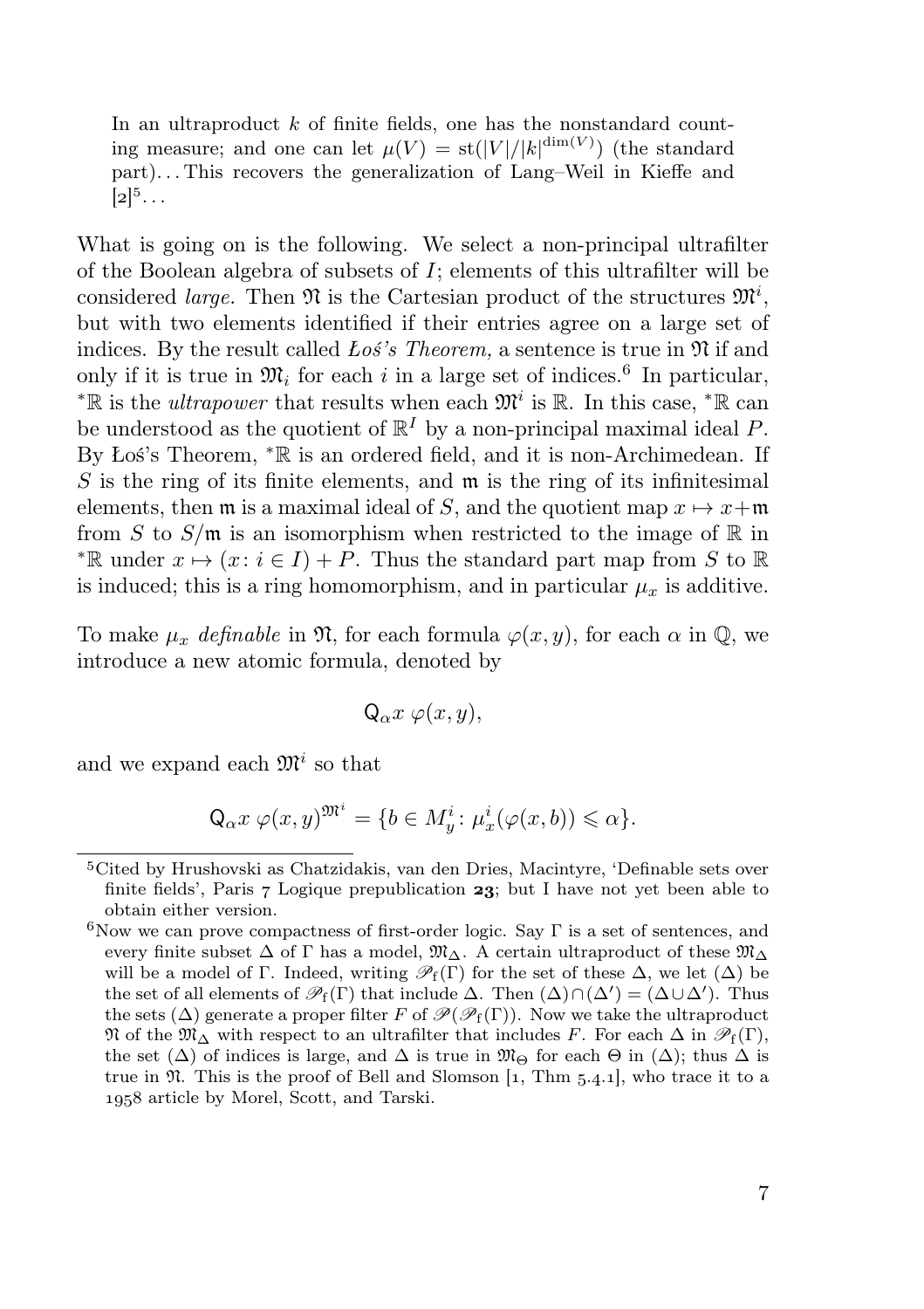> In an ultraproduct $k$ of finite fields, one has the nonstandard counting measure; and one can let $\mu(V) = \mathrm{st}(|V|/|k|^{\dim(V)})$ (the standard part)... This recovers the generalization of Lang–Weil in Kieffe and [2][5]...

What is going on is the following. We select a non-principal ultrafilter of the Boolean algebra of subsets of $I$; elements of this ultrafilter will be considered *large.* Then $\mathfrak{N}$ is the Cartesian product of the structures $\mathfrak{M}^i$, but with two elements identified if their entries agree on a large set of indices. By the result called *Łoś's Theorem,* a sentence is true in $\mathfrak{N}$ if and only if it is true in $\mathfrak{M}_i$ for each $i$ in a large set of indices.[6] In particular, ${}^*\mathbb{R}$ is the *ultrapower* that results when each $\mathfrak{M}^i$ is $\mathbb{R}$. In this case, ${}^*\mathbb{R}$ can be understood as the quotient of $\mathbb{R}^I$ by a non-principal maximal ideal $P$. By Łoś's Theorem, ${}^*\mathbb{R}$ is an ordered field, and it is non-Archimedean. If $S$ is the ring of its finite elements, and $\mathfrak{m}$ is the ring of its infinitesimal elements, then $\mathfrak{m}$ is a maximal ideal of $S$, and the quotient map $x \mapsto x+\mathfrak{m}$ from $S$ to $S/\mathfrak{m}$ is an isomorphism when restricted to the image of $\mathbb{R}$ in ${}^*\mathbb{R}$ under $x \mapsto (x\colon i \in I) + P$. Thus the standard part map from $S$ to $\mathbb{R}$ is induced; this is a ring homomorphism, and in particular $\mu_x$ is additive.

To make $\mu_x$ *definable* in $\mathfrak{N}$, for each formula $\varphi(x, y)$, for each $\alpha$ in $\mathbb{Q}$, we introduce a new atomic formula, denoted by

$$\mathsf{Q}_\alpha x\ \varphi(x, y),$$

and we expand each $\mathfrak{M}^i$ so that

$$\mathsf{Q}_\alpha x\ \varphi(x, y)^{\mathfrak{M}^i} = \{b \in M^i_y \colon \mu^i_x(\varphi(x, b)) \leqslant \alpha\}.$$

---

[5] Cited by Hrushovski as Chatzidakis, van den Dries, Macintyre, 'Definable sets over finite fields', Paris 7 Logique prepublication **23**; but I have not yet been able to obtain either version.

[6] Now we can prove compactness of first-order logic. Say $\Gamma$ is a set of sentences, and every finite subset $\Delta$ of $\Gamma$ has a model, $\mathfrak{M}_\Delta$. A certain ultraproduct of these $\mathfrak{M}_\Delta$ will be a model of $\Gamma$. Indeed, writing $\mathscr{P}_{\mathrm{f}}(\Gamma)$ for the set of these $\Delta$, we let $(\Delta)$ be the set of all elements of $\mathscr{P}_{\mathrm{f}}(\Gamma)$ that include $\Delta$. Then $(\Delta) \cap (\Delta') = (\Delta \cup \Delta')$. Thus the sets $(\Delta)$ generate a proper filter $F$ of $\mathscr{P}(\mathscr{P}_{\mathrm{f}}(\Gamma))$. Now we take the ultraproduct $\mathfrak{N}$ of the $\mathfrak{M}_\Delta$ with respect to an ultrafilter that includes $F$. For each $\Delta$ in $\mathscr{P}_{\mathrm{f}}(\Gamma)$, the set $(\Delta)$ of indices is large, and $\Delta$ is true in $\mathfrak{M}_\Theta$ for each $\Theta$ in $(\Delta)$; thus $\Delta$ is true in $\mathfrak{N}$. This is the proof of Bell and Slomson [1, Thm 5.4.1], who trace it to a 1958 article by Morel, Scott, and Tarski.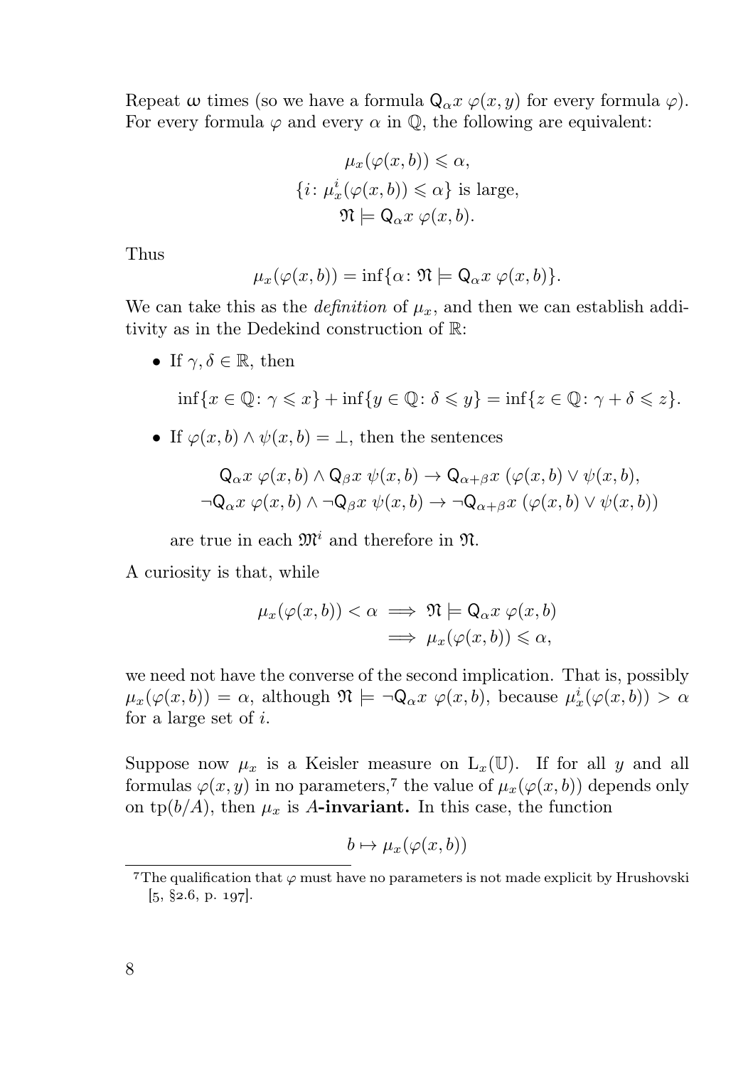Repeat $\omega$ times (so we have a formula $\mathsf{Q}_\alpha x\ \varphi(x,y)$ for every formula $\varphi$). For every formula $\varphi$ and every $\alpha$ in $\mathbb{Q}$, the following are equivalent:

$$\mu_x(\varphi(x,b)) \leqslant \alpha,$$
$$\{i\colon \mu^i_x(\varphi(x,b)) \leqslant \alpha\} \text{ is large},$$
$$\mathfrak{N} \models \mathsf{Q}_\alpha x\ \varphi(x,b).$$

Thus

$$\mu_x(\varphi(x,b)) = \inf\{\alpha\colon \mathfrak{N} \models \mathsf{Q}_\alpha x\ \varphi(x,b)\}.$$

We can take this as the *definition* of $\mu_x$, and then we can establish additivity as in the Dedekind construction of $\mathbb{R}$:

- If $\gamma, \delta \in \mathbb{R}$, then

  $$\inf\{x \in \mathbb{Q}\colon \gamma \leqslant x\} + \inf\{y \in \mathbb{Q}\colon \delta \leqslant y\} = \inf\{z \in \mathbb{Q}\colon \gamma + \delta \leqslant z\}.$$

- If $\varphi(x,b) \wedge \psi(x,b) = \bot$, then the sentences

  $$\mathsf{Q}_\alpha x\ \varphi(x,b) \wedge \mathsf{Q}_\beta x\ \psi(x,b) \to \mathsf{Q}_{\alpha+\beta} x\ (\varphi(x,b) \vee \psi(x,b),$$
  $$\neg\mathsf{Q}_\alpha x\ \varphi(x,b) \wedge \neg\mathsf{Q}_\beta x\ \psi(x,b) \to \neg\mathsf{Q}_{\alpha+\beta} x\ (\varphi(x,b) \vee \psi(x,b))$$

  are true in each $\mathfrak{M}^i$ and therefore in $\mathfrak{N}$.

A curiosity is that, while

$$\begin{aligned} \mu_x(\varphi(x,b)) < \alpha &\implies \mathfrak{N} \models \mathsf{Q}_\alpha x\ \varphi(x,b) \\ &\implies \mu_x(\varphi(x,b)) \leqslant \alpha, \end{aligned}$$

we need not have the converse of the second implication. That is, possibly $\mu_x(\varphi(x,b)) = \alpha$, although $\mathfrak{N} \models \neg\mathsf{Q}_\alpha x\ \varphi(x,b)$, because $\mu^i_x(\varphi(x,b)) > \alpha$ for a large set of $i$.

Suppose now $\mu_x$ is a Keisler measure on $\mathrm{L}_x(\mathbb{U})$. If for all $y$ and all formulas $\varphi(x,y)$ in no parameters,[7] the value of $\mu_x(\varphi(x,b))$ depends only on $\mathrm{tp}(b/A)$, then $\mu_x$ is **$A$-invariant.** In this case, the function

$$b \mapsto \mu_x(\varphi(x,b))$$

[7] The qualification that $\varphi$ must have no parameters is not made explicit by Hrushovski [5, §2.6, p. 197].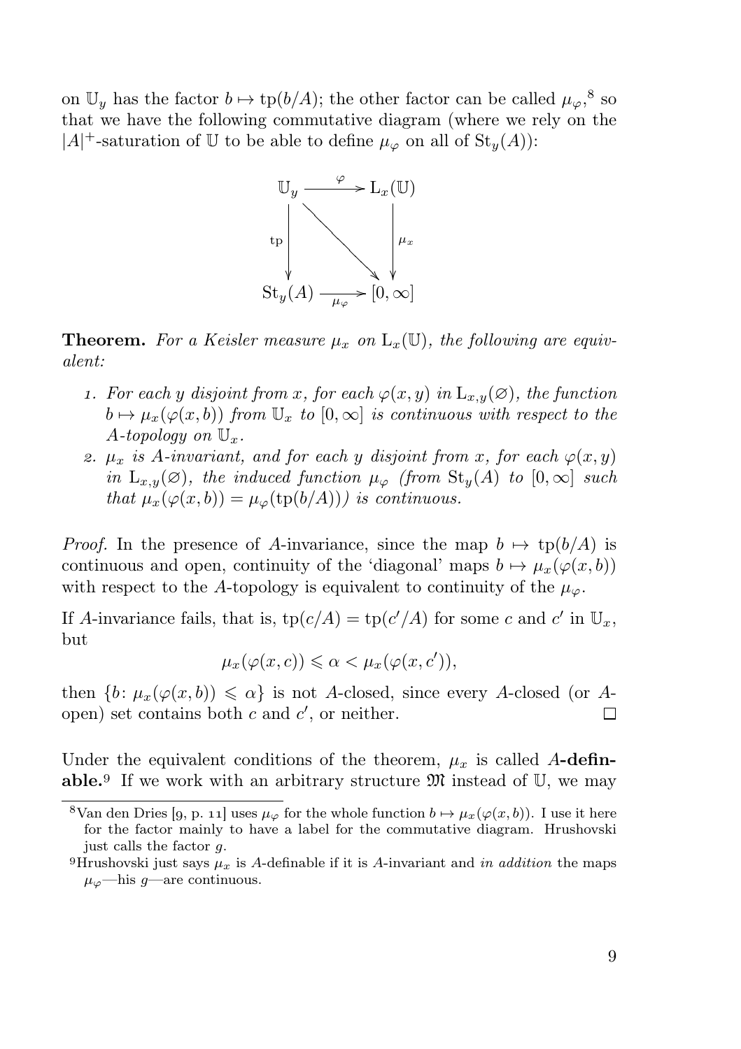on $\mathbb{U}_y$ has the factor $b \mapsto \operatorname{tp}(b/A)$; the other factor can be called $\mu_\varphi$,[8] so that we have the following commutative diagram (where we rely on the $|A|^+$-saturation of $\mathbb{U}$ to be able to define $\mu_\varphi$ on all of $\operatorname{St}_y(A)$):

$$
\begin{array}{ccc}
\mathbb{U}_y & \xrightarrow{\ \varphi\ } & \mathrm{L}_x(\mathbb{U}) \\
{\scriptstyle \operatorname{tp}}\downarrow & \searrow & \downarrow{\scriptstyle \mu_x} \\
\operatorname{St}_y(A) & \xrightarrow[\ \mu_\varphi\ ]{} & [0,\infty]
\end{array}
$$

**Theorem.** *For a Keisler measure $\mu_x$ on $\mathrm{L}_x(\mathbb{U})$, the following are equivalent:*

1. *For each $y$ disjoint from $x$, for each $\varphi(x, y)$ in $\mathrm{L}_{x,y}(\varnothing)$, the function $b \mapsto \mu_x(\varphi(x, b))$ from $\mathbb{U}_x$ to $[0, \infty]$ is continuous with respect to the $A$-topology on $\mathbb{U}_x$.*
2. *$\mu_x$ is $A$-invariant, and for each $y$ disjoint from $x$, for each $\varphi(x, y)$ in $\mathrm{L}_{x,y}(\varnothing)$, the induced function $\mu_\varphi$ (from $\operatorname{St}_y(A)$ to $[0, \infty]$ such that $\mu_x(\varphi(x, b)) = \mu_\varphi(\operatorname{tp}(b/A))$) is continuous.*

*Proof.* In the presence of $A$-invariance, since the map $b \mapsto \operatorname{tp}(b/A)$ is continuous and open, continuity of the 'diagonal' maps $b \mapsto \mu_x(\varphi(x, b))$ with respect to the $A$-topology is equivalent to continuity of the $\mu_\varphi$.

If $A$-invariance fails, that is, $\operatorname{tp}(c/A) = \operatorname{tp}(c'/A)$ for some $c$ and $c'$ in $\mathbb{U}_x$, but

$$\mu_x(\varphi(x, c)) \leqslant \alpha < \mu_x(\varphi(x, c')),$$

then $\{b \colon \mu_x(\varphi(x, b)) \leqslant \alpha\}$ is not $A$-closed, since every $A$-closed (or $A$-open) set contains both $c$ and $c'$, or neither. □

Under the equivalent conditions of the theorem, $\mu_x$ is called **$A$-definable.**[9] If we work with an arbitrary structure $\mathfrak{M}$ instead of $\mathbb{U}$, we may

---

[8] Van den Dries [9, p. 11] uses $\mu_\varphi$ for the whole function $b \mapsto \mu_x(\varphi(x, b))$. I use it here for the factor mainly to have a label for the commutative diagram. Hrushovski just calls the factor $g$.

[9] Hrushovski just says $\mu_x$ is $A$-definable if it is $A$-invariant and *in addition* the maps $\mu_\varphi$—his $g$—are continuous.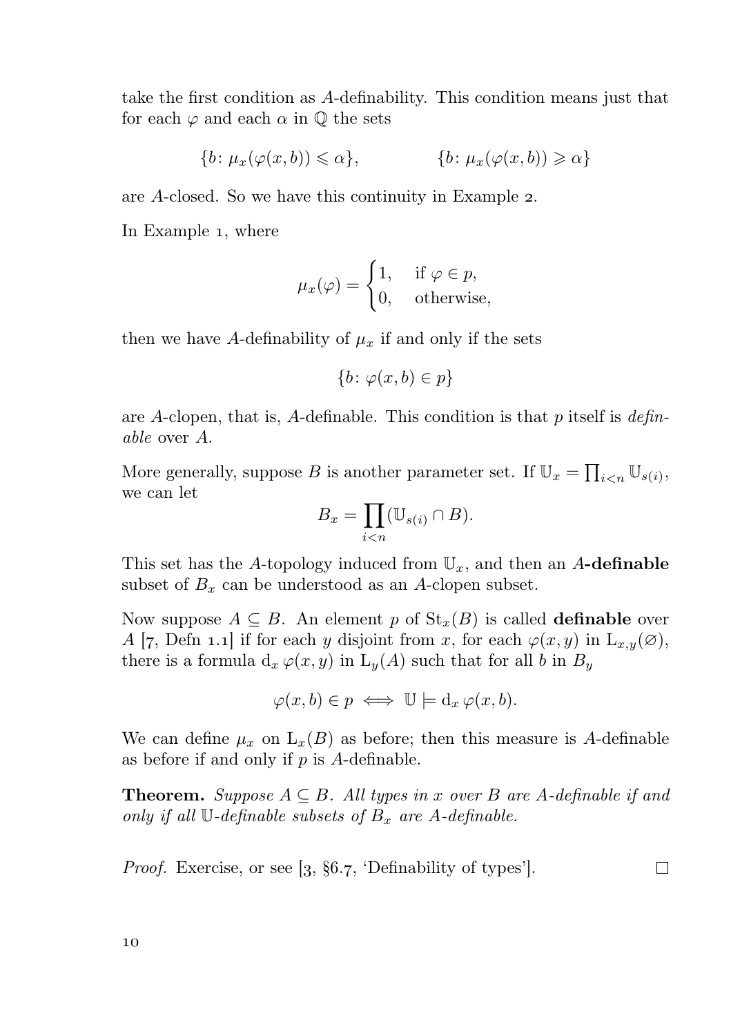take the first condition as $A$-definability. This condition means just that for each $\varphi$ and each $\alpha$ in $\mathbb{Q}$ the sets

$$\{b\colon \mu_x(\varphi(x,b)) \leqslant \alpha\}, \qquad\qquad \{b\colon \mu_x(\varphi(x,b)) \geqslant \alpha\}$$

are $A$-closed. So we have this continuity in Example 2.

In Example 1, where

$$\mu_x(\varphi) = \begin{cases} 1, & \text{if } \varphi \in p, \\ 0, & \text{otherwise,} \end{cases}$$

then we have $A$-definability of $\mu_x$ if and only if the sets

$$\{b\colon \varphi(x,b) \in p\}$$

are $A$-clopen, that is, $A$-definable. This condition is that $p$ itself is *definable* over $A$.

More generally, suppose $B$ is another parameter set. If $\mathbb{U}_x = \prod_{i<n} \mathbb{U}_{s(i)}$, we can let

$$B_x = \prod_{i<n} (\mathbb{U}_{s(i)} \cap B).$$

This set has the $A$-topology induced from $\mathbb{U}_x$, and then an $A$**-definable** subset of $B_x$ can be understood as an $A$-clopen subset.

Now suppose $A \subseteq B$. An element $p$ of $\mathrm{St}_x(B)$ is called **definable** over $A$ [7, Defn 1.1] if for each $y$ disjoint from $x$, for each $\varphi(x,y)$ in $\mathrm{L}_{x,y}(\varnothing)$, there is a formula $\mathrm{d}_x\,\varphi(x,y)$ in $\mathrm{L}_y(A)$ such that for all $b$ in $B_y$

$$\varphi(x,b) \in p \iff \mathbb{U} \models \mathrm{d}_x\,\varphi(x,b).$$

We can define $\mu_x$ on $\mathrm{L}_x(B)$ as before; then this measure is $A$-definable as before if and only if $p$ is $A$-definable.

**Theorem.** *Suppose $A \subseteq B$. All types in $x$ over $B$ are $A$-definable if and only if all $\mathbb{U}$-definable subsets of $B_x$ are $A$-definable.*

*Proof.* Exercise, or see [3, §6.7, 'Definability of types']. □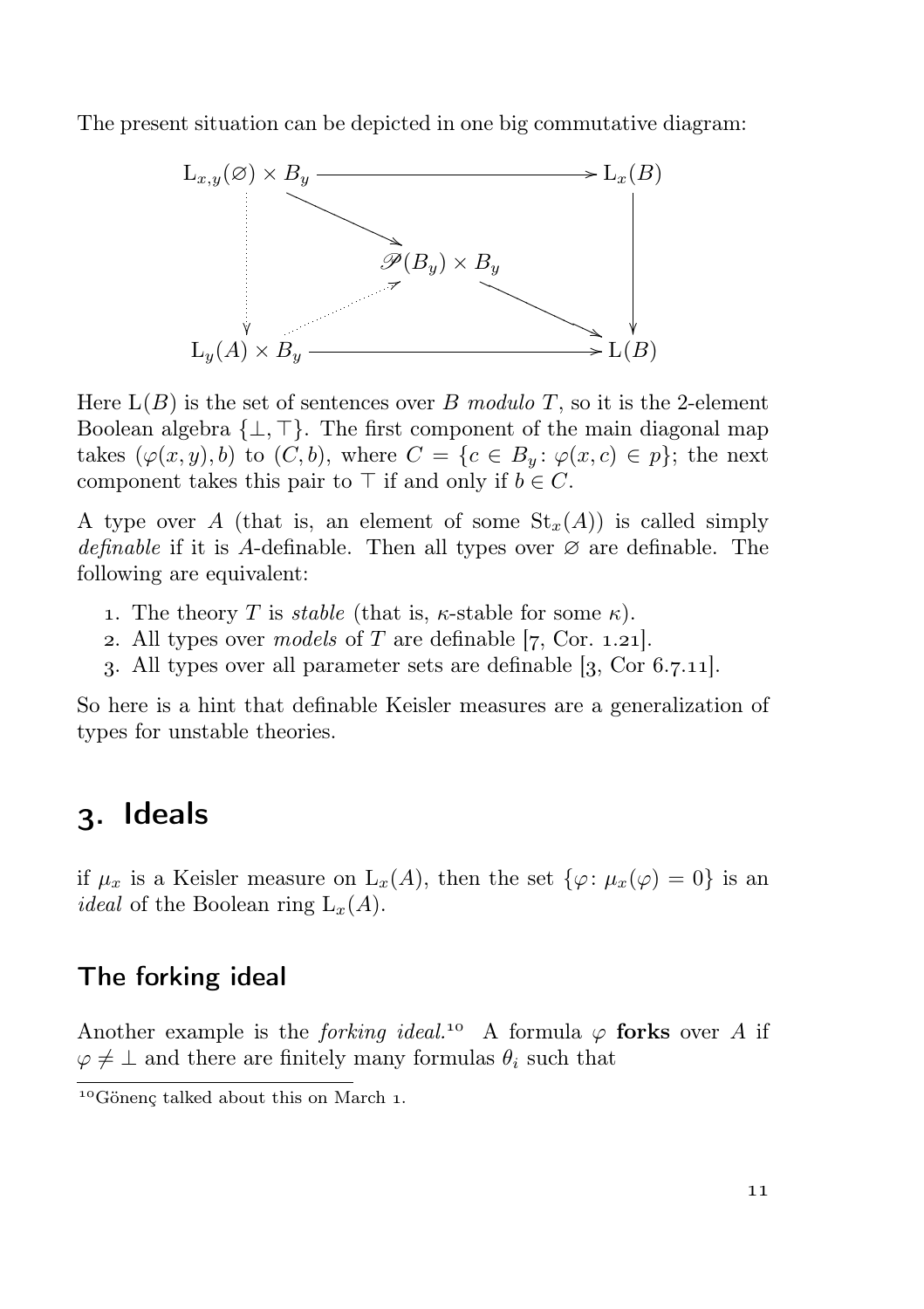The present situation can be depicted in one big commutative diagram:

$$
\begin{array}{ccccc}
\mathrm{L}_{x,y}(\varnothing) \times B_y & \longrightarrow & & \longrightarrow & \mathrm{L}_x(B) \\
\vdots & \searrow & & & \downarrow \\
\vdots & & \mathscr{P}(B_y) \times B_y & & \downarrow \\
\downarrow & \nearrow & & \searrow & \downarrow \\
\mathrm{L}_y(A) \times B_y & \longrightarrow & & \longrightarrow & \mathrm{L}(B)
\end{array}
$$

Here $\mathrm{L}(B)$ is the set of sentences over $B$ *modulo* $T$, so it is the 2-element Boolean algebra $\{\bot, \top\}$. The first component of the main diagonal map takes $(\varphi(x, y), b)$ to $(C, b)$, where $C = \{c \in B_y \colon \varphi(x, c) \in p\}$; the next component takes this pair to $\top$ if and only if $b \in C$.

A type over $A$ (that is, an element of some $\mathrm{St}_x(A)$) is called simply *definable* if it is $A$-definable. Then all types over $\varnothing$ are definable. The following are equivalent:

1. The theory $T$ is *stable* (that is, $\kappa$-stable for some $\kappa$).
2. All types over *models* of $T$ are definable [7, Cor. 1.21].
3. All types over all parameter sets are definable [3, Cor 6.7.11].

So here is a hint that definable Keisler measures are a generalization of types for unstable theories.

## 3. Ideals

if $\mu_x$ is a Keisler measure on $\mathrm{L}_x(A)$, then the set $\{\varphi \colon \mu_x(\varphi) = 0\}$ is an *ideal* of the Boolean ring $\mathrm{L}_x(A)$.

### The forking ideal

Another example is the *forking ideal.*[10] A formula $\varphi$ **forks** over $A$ if $\varphi \neq \bot$ and there are finitely many formulas $\theta_i$ such that

[10] Gönenç talked about this on March 1.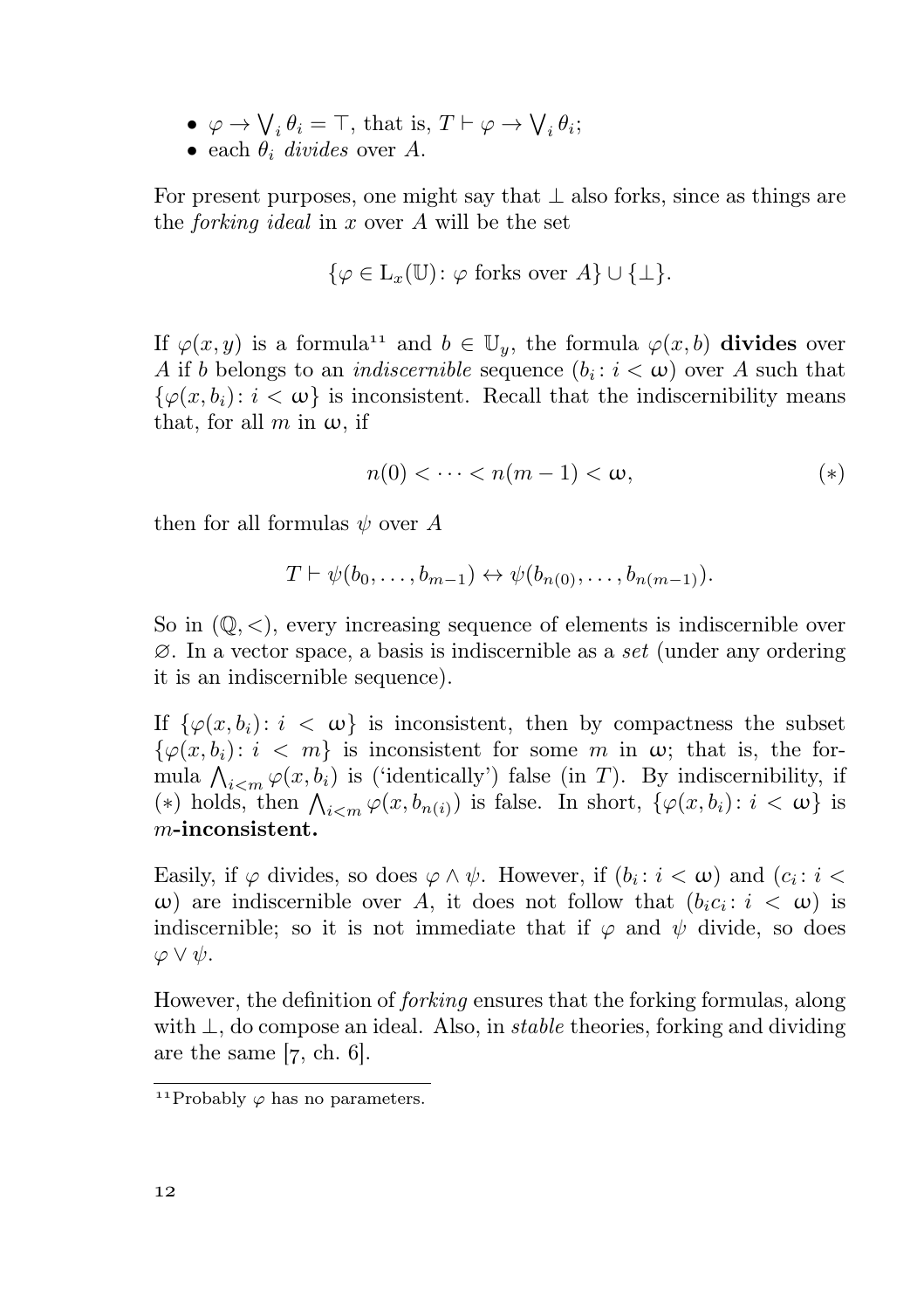- $\varphi \to \bigvee_i \theta_i = \top$, that is, $T \vdash \varphi \to \bigvee_i \theta_i$;
- each $\theta_i$ *divides* over $A$.

For present purposes, one might say that $\bot$ also forks, since as things are the *forking ideal* in $x$ over $A$ will be the set

$$\{\varphi \in \mathrm{L}_x(\mathbb{U})\colon \varphi \text{ forks over } A\} \cup \{\bot\}.$$

If $\varphi(x, y)$ is a formula[11] and $b \in \mathbb{U}_y$, the formula $\varphi(x, b)$ **divides** over $A$ if $b$ belongs to an *indiscernible* sequence $(b_i \colon i < \omega)$ over $A$ such that $\{\varphi(x, b_i)\colon i < \omega\}$ is inconsistent. Recall that the indiscernibility means that, for all $m$ in $\omega$, if

$$n(0) < \cdots < n(m-1) < \omega, \tag{$*$}$$

then for all formulas $\psi$ over $A$

$$T \vdash \psi(b_0, \dots, b_{m-1}) \leftrightarrow \psi(b_{n(0)}, \dots, b_{n(m-1)}).$$

So in $(\mathbb{Q}, <)$, every increasing sequence of elements is indiscernible over $\varnothing$. In a vector space, a basis is indiscernible as a *set* (under any ordering it is an indiscernible sequence).

If $\{\varphi(x, b_i)\colon i < \omega\}$ is inconsistent, then by compactness the subset $\{\varphi(x, b_i)\colon i < m\}$ is inconsistent for some $m$ in $\omega$; that is, the formula $\bigwedge_{i<m} \varphi(x, b_i)$ is ('identically') false (in $T$). By indiscernibility, if $(*)$ holds, then $\bigwedge_{i<m} \varphi(x, b_{n(i)})$ is false. In short, $\{\varphi(x, b_i)\colon i < \omega\}$ is **$m$-inconsistent.**

Easily, if $\varphi$ divides, so does $\varphi \wedge \psi$. However, if $(b_i \colon i < \omega)$ and $(c_i \colon i < \omega)$ are indiscernible over $A$, it does not follow that $(b_i c_i \colon i < \omega)$ is indiscernible; so it is not immediate that if $\varphi$ and $\psi$ divide, so does $\varphi \vee \psi$.

However, the definition of *forking* ensures that the forking formulas, along with $\bot$, do compose an ideal. Also, in *stable* theories, forking and dividing are the same [7, ch. 6].

[11] Probably $\varphi$ has no parameters.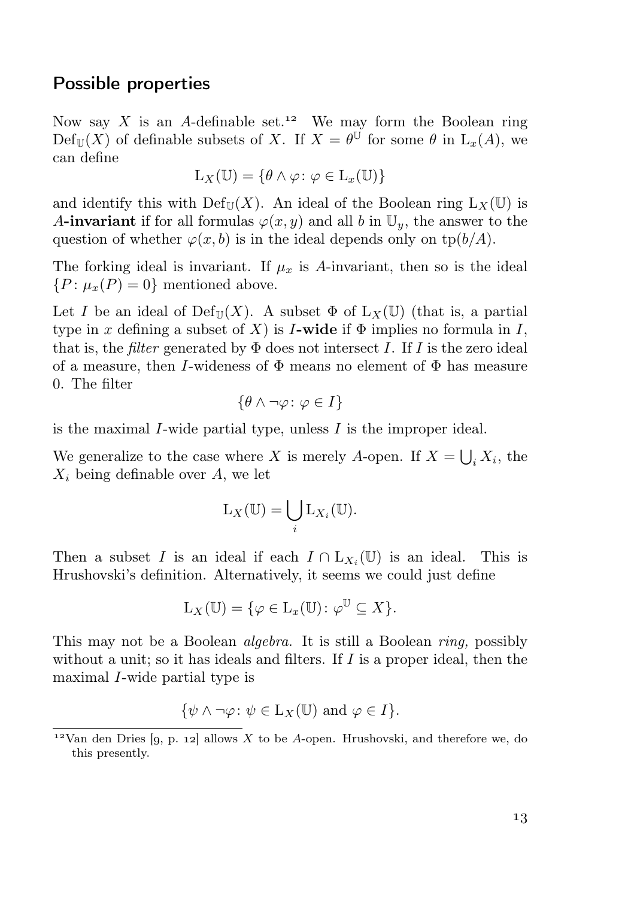## Possible properties

Now say $X$ is an $A$-definable set.[12] We may form the Boolean ring $\mathrm{Def}_{\mathbb{U}}(X)$ of definable subsets of $X$. If $X = \theta^{\mathbb{U}}$ for some $\theta$ in $\mathrm{L}_x(A)$, we can define

$$\mathrm{L}_X(\mathbb{U}) = \{\theta \wedge \varphi \colon \varphi \in \mathrm{L}_x(\mathbb{U})\}$$

and identify this with $\mathrm{Def}_{\mathbb{U}}(X)$. An ideal of the Boolean ring $\mathrm{L}_X(\mathbb{U})$ is **$A$-invariant** if for all formulas $\varphi(x, y)$ and all $b$ in $\mathbb{U}_y$, the answer to the question of whether $\varphi(x, b)$ is in the ideal depends only on $\mathrm{tp}(b/A)$.

The forking ideal is invariant. If $\mu_x$ is $A$-invariant, then so is the ideal $\{P \colon \mu_x(P) = 0\}$ mentioned above.

Let $I$ be an ideal of $\mathrm{Def}_{\mathbb{U}}(X)$. A subset $\Phi$ of $\mathrm{L}_X(\mathbb{U})$ (that is, a partial type in $x$ defining a subset of $X$) is **$I$-wide** if $\Phi$ implies no formula in $I$, that is, the *filter* generated by $\Phi$ does not intersect $I$. If $I$ is the zero ideal of a measure, then $I$-wideness of $\Phi$ means no element of $\Phi$ has measure 0. The filter

$$\{\theta \wedge \neg\varphi \colon \varphi \in I\}$$

is the maximal $I$-wide partial type, unless $I$ is the improper ideal.

We generalize to the case where $X$ is merely $A$-open. If $X = \bigcup_i X_i$, the $X_i$ being definable over $A$, we let

$$\mathrm{L}_X(\mathbb{U}) = \bigcup_i \mathrm{L}_{X_i}(\mathbb{U}).$$

Then a subset $I$ is an ideal if each $I \cap \mathrm{L}_{X_i}(\mathbb{U})$ is an ideal. This is Hrushovski's definition. Alternatively, it seems we could just define

$$\mathrm{L}_X(\mathbb{U}) = \{\varphi \in \mathrm{L}_x(\mathbb{U}) \colon \varphi^{\mathbb{U}} \subseteq X\}.$$

This may not be a Boolean *algebra.* It is still a Boolean *ring,* possibly without a unit; so it has ideals and filters. If $I$ is a proper ideal, then the maximal $I$-wide partial type is

$$\{\psi \wedge \neg\varphi \colon \psi \in \mathrm{L}_X(\mathbb{U}) \text{ and } \varphi \in I\}.$$

[12] Van den Dries [9, p. 12] allows $X$ to be $A$-open. Hrushovski, and therefore we, do this presently.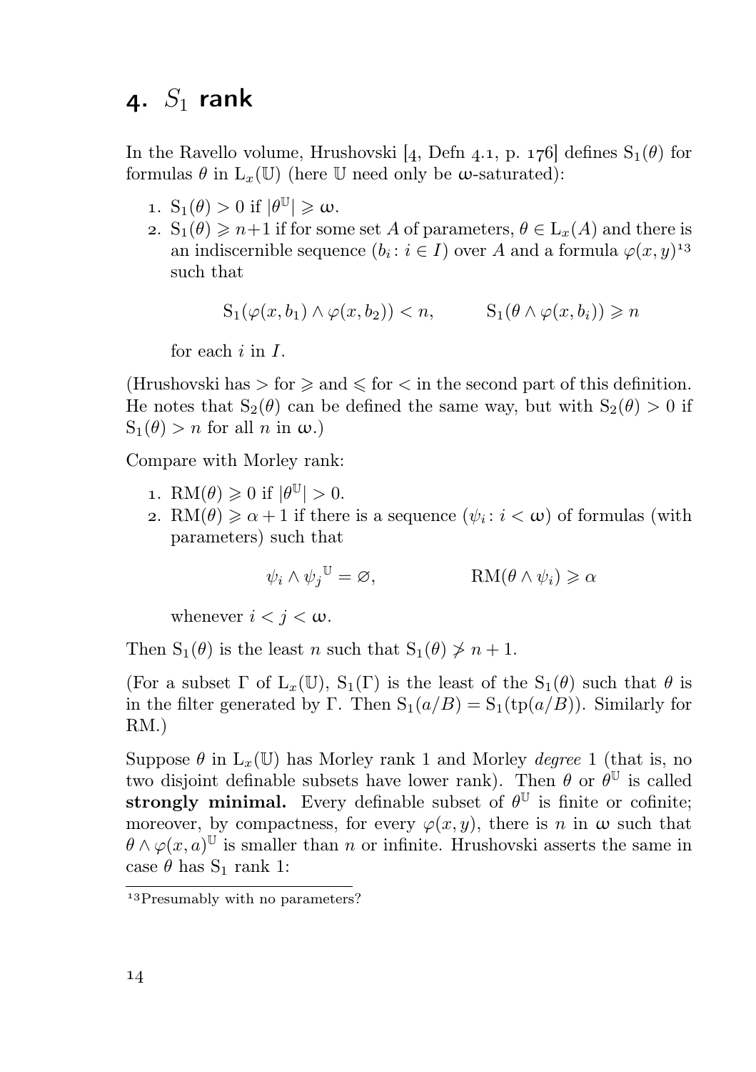## 4. $S_1$ rank

In the Ravello volume, Hrushovski [4, Defn 4.1, p. 176] defines $\mathrm{S}_1(\theta)$ for formulas $\theta$ in $\mathrm{L}_x(\mathbb{U})$ (here $\mathbb{U}$ need only be $\omega$-saturated):

1. $\mathrm{S}_1(\theta) > 0$ if $|\theta^{\mathbb{U}}| \geqslant \omega$.
2. $\mathrm{S}_1(\theta) \geqslant n+1$ if for some set $A$ of parameters, $\theta \in \mathrm{L}_x(A)$ and there is an indiscernible sequence $(b_i : i \in I)$ over $A$ and a formula $\varphi(x, y)$[13] such that

$$\mathrm{S}_1(\varphi(x, b_1) \wedge \varphi(x, b_2)) < n, \qquad \mathrm{S}_1(\theta \wedge \varphi(x, b_i)) \geqslant n$$

for each $i$ in $I$.

(Hrushovski has $>$ for $\geqslant$ and $\leqslant$ for $<$ in the second part of this definition. He notes that $\mathrm{S}_2(\theta)$ can be defined the same way, but with $\mathrm{S}_2(\theta) > 0$ if $\mathrm{S}_1(\theta) > n$ for all $n$ in $\omega$.)

Compare with Morley rank:

1. $\mathrm{RM}(\theta) \geqslant 0$ if $|\theta^{\mathbb{U}}| > 0$.
2. $\mathrm{RM}(\theta) \geqslant \alpha + 1$ if there is a sequence $(\psi_i : i < \omega)$ of formulas (with parameters) such that

$${\psi_i \wedge \psi_j}^{\mathbb{U}} = \varnothing, \qquad \mathrm{RM}(\theta \wedge \psi_i) \geqslant \alpha$$

whenever $i < j < \omega$.

Then $\mathrm{S}_1(\theta)$ is the least $n$ such that $\mathrm{S}_1(\theta) \not\geqslant n + 1$.

(For a subset $\Gamma$ of $\mathrm{L}_x(\mathbb{U})$, $\mathrm{S}_1(\Gamma)$ is the least of the $\mathrm{S}_1(\theta)$ such that $\theta$ is in the filter generated by $\Gamma$. Then $\mathrm{S}_1(a/B) = \mathrm{S}_1(\mathrm{tp}(a/B))$. Similarly for RM.)

Suppose $\theta$ in $\mathrm{L}_x(\mathbb{U})$ has Morley rank 1 and Morley *degree* 1 (that is, no two disjoint definable subsets have lower rank). Then $\theta$ or $\theta^{\mathbb{U}}$ is called **strongly minimal.** Every definable subset of $\theta^{\mathbb{U}}$ is finite or cofinite; moreover, by compactness, for every $\varphi(x, y)$, there is $n$ in $\omega$ such that $\theta \wedge \varphi(x, a)^{\mathbb{U}}$ is smaller than $n$ or infinite. Hrushovski asserts the same in case $\theta$ has $\mathrm{S}_1$ rank 1:

[13] Presumably with no parameters?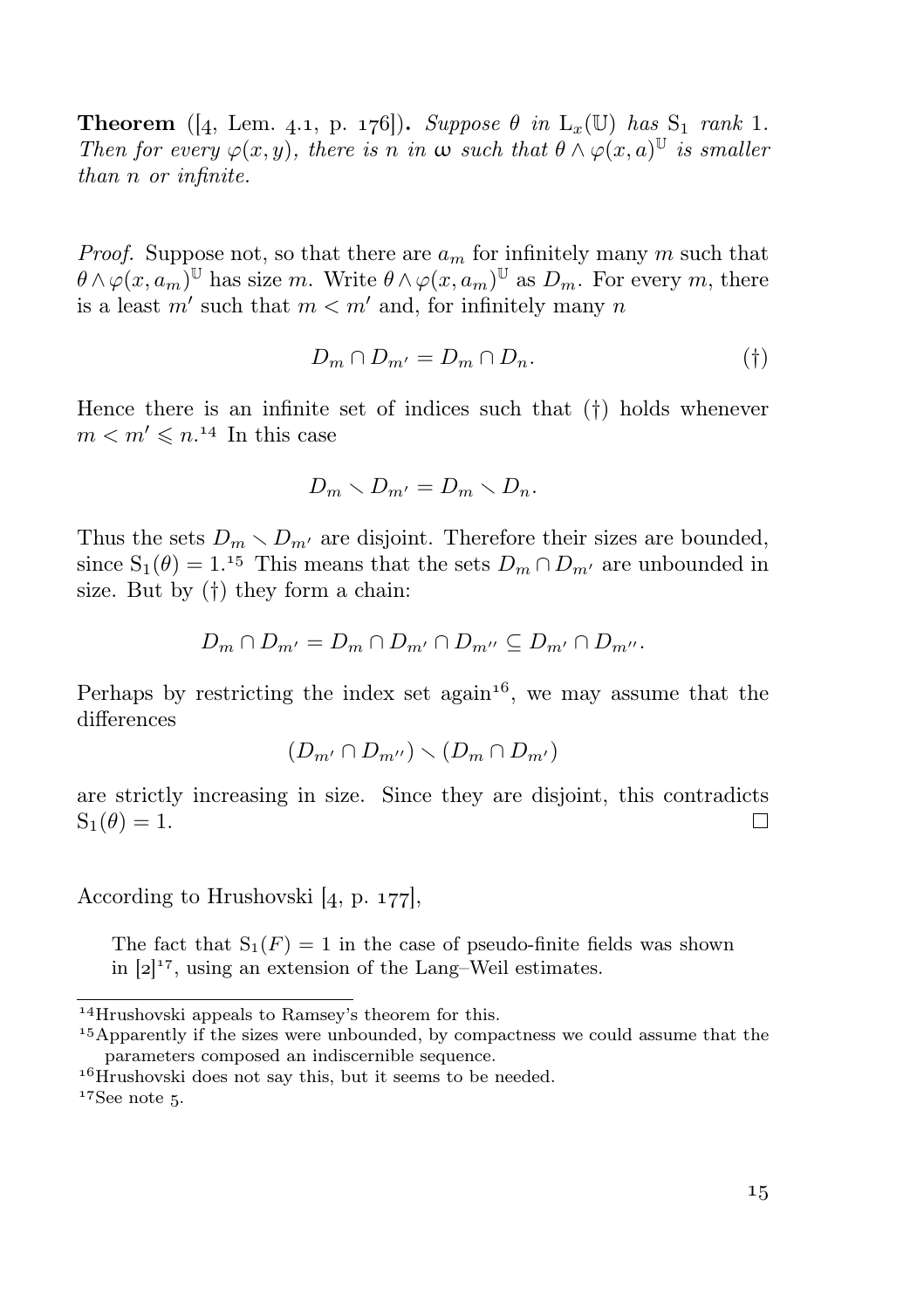**Theorem** ([4, Lem. 4.1, p. 176])**.** *Suppose $\theta$ in $\mathrm{L}_x(\mathbb{U})$ has $\mathrm{S}_1$ rank 1. Then for every $\varphi(x,y)$, there is $n$ in $\omega$ such that $\theta \wedge \varphi(x,a)^{\mathbb{U}}$ is smaller than $n$ or infinite.*

*Proof.* Suppose not, so that there are $a_m$ for infinitely many $m$ such that $\theta \wedge \varphi(x,a_m)^{\mathbb{U}}$ has size $m$. Write $\theta \wedge \varphi(x,a_m)^{\mathbb{U}}$ as $D_m$. For every $m$, there is a least $m'$ such that $m < m'$ and, for infinitely many $n$

$$D_m \cap D_{m'} = D_m \cap D_n. \tag{†}$$

Hence there is an infinite set of indices such that (†) holds whenever $m < m' \leqslant n$.[14] In this case

$$D_m \smallsetminus D_{m'} = D_m \smallsetminus D_n.$$

Thus the sets $D_m \smallsetminus D_{m'}$ are disjoint. Therefore their sizes are bounded, since $\mathrm{S}_1(\theta) = 1$.[15] This means that the sets $D_m \cap D_{m'}$ are unbounded in size. But by (†) they form a chain:

$$D_m \cap D_{m'} = D_m \cap D_{m'} \cap D_{m''} \subseteq D_{m'} \cap D_{m''}.$$

Perhaps by restricting the index set again[16], we may assume that the differences

$$(D_{m'} \cap D_{m''}) \smallsetminus (D_m \cap D_{m'})$$

are strictly increasing in size. Since they are disjoint, this contradicts $\mathrm{S}_1(\theta) = 1$. □

According to Hrushovski [4, p. 177],

> The fact that $\mathrm{S}_1(F) = 1$ in the case of pseudo-finite fields was shown in [2][17], using an extension of the Lang–Weil estimates.

---

[14] Hrushovski appeals to Ramsey's theorem for this.

[15] Apparently if the sizes were unbounded, by compactness we could assume that the parameters composed an indiscernible sequence.

[16] Hrushovski does not say this, but it seems to be needed.

[17] See note 5.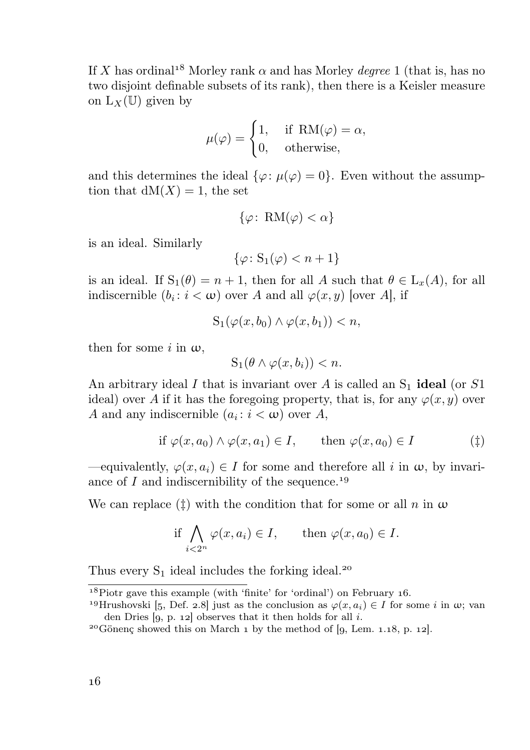If $X$ has ordinal[18] Morley rank $\alpha$ and has Morley *degree* 1 (that is, has no two disjoint definable subsets of its rank), then there is a Keisler measure on $\mathrm{L}_X(\mathbb{U})$ given by

$$\mu(\varphi) = \begin{cases} 1, & \text{if } \mathrm{RM}(\varphi) = \alpha, \\ 0, & \text{otherwise,} \end{cases}$$

and this determines the ideal $\{\varphi \colon \mu(\varphi) = 0\}$. Even without the assumption that $\mathrm{dM}(X) = 1$, the set

$$\{\varphi \colon \mathrm{RM}(\varphi) < \alpha\}$$

is an ideal. Similarly

$$\{\varphi \colon \mathrm{S}_1(\varphi) < n + 1\}$$

is an ideal. If $\mathrm{S}_1(\theta) = n + 1$, then for all $A$ such that $\theta \in \mathrm{L}_x(A)$, for all indiscernible $(b_i \colon i < \omega)$ over $A$ and all $\varphi(x, y)$ [over $A$], if

$$\mathrm{S}_1(\varphi(x, b_0) \wedge \varphi(x, b_1)) < n,$$

then for some $i$ in $\omega$,

$$\mathrm{S}_1(\theta \wedge \varphi(x, b_i)) < n.$$

An arbitrary ideal $I$ that is invariant over $A$ is called an $\mathrm{S}_1$ **ideal** (or $S1$ ideal) over $A$ if it has the foregoing property, that is, for any $\varphi(x, y)$ over $A$ and any indiscernible $(a_i \colon i < \omega)$ over $A$,

$$\text{if } \varphi(x, a_0) \wedge \varphi(x, a_1) \in I, \qquad \text{then } \varphi(x, a_0) \in I \tag{‡}$$

—equivalently, $\varphi(x, a_i) \in I$ for some and therefore all $i$ in $\omega$, by invariance of $I$ and indiscernibility of the sequence.[19]

We can replace (‡) with the condition that for some or all $n$ in $\omega$

$$\text{if } \bigwedge_{i < 2^n} \varphi(x, a_i) \in I, \qquad \text{then } \varphi(x, a_0) \in I.$$

Thus every $\mathrm{S}_1$ ideal includes the forking ideal.[20]

---

[18] Piotr gave this example (with 'finite' for 'ordinal') on February 16.

[19] Hrushovski [5, Def. 2.8] just as the conclusion as $\varphi(x, a_i) \in I$ for some $i$ in $\omega$; van den Dries [9, p. 12] observes that it then holds for all $i$.

[20] Gönenç showed this on March 1 by the method of [9, Lem. 1.18, p. 12].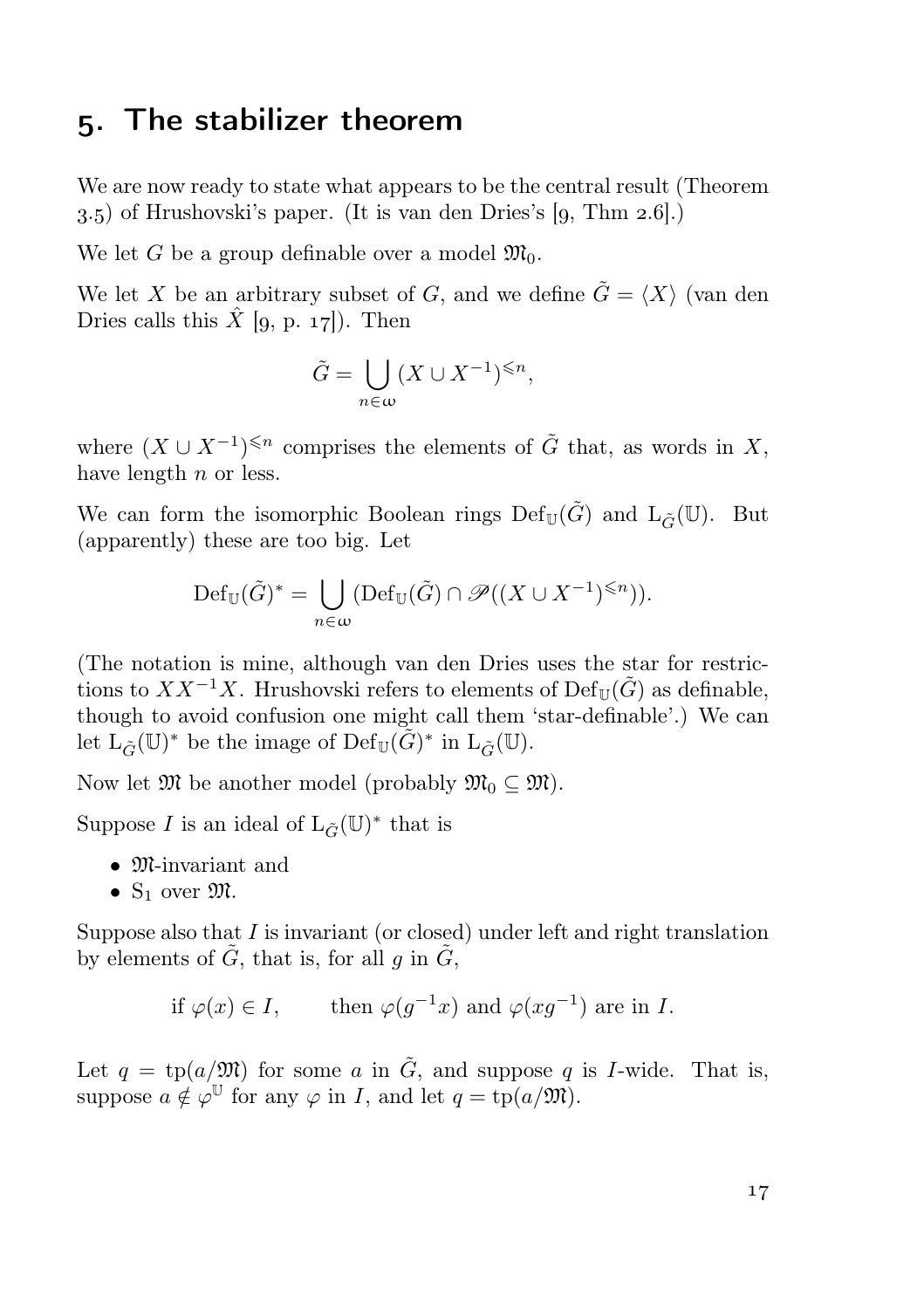## 5. The stabilizer theorem

We are now ready to state what appears to be the central result (Theorem 3.5) of Hrushovski's paper. (It is van den Dries's [9, Thm 2.6].)

We let $G$ be a group definable over a model $\mathfrak{M}_0$.

We let $X$ be an arbitrary subset of $G$, and we define $\tilde{G} = \langle X \rangle$ (van den Dries calls this $\hat{X}$ [9, p. 17]). Then

$$\tilde{G} = \bigcup_{n \in \omega} (X \cup X^{-1})^{\leqslant n},$$

where $(X \cup X^{-1})^{\leqslant n}$ comprises the elements of $\tilde{G}$ that, as words in $X$, have length $n$ or less.

We can form the isomorphic Boolean rings $\mathrm{Def}_{\mathbb{U}}(\tilde{G})$ and $\mathrm{L}_{\tilde{G}}(\mathbb{U})$. But (apparently) these are too big. Let

$$\mathrm{Def}_{\mathbb{U}}(\tilde{G})^* = \bigcup_{n \in \omega} (\mathrm{Def}_{\mathbb{U}}(\tilde{G}) \cap \mathscr{P}((X \cup X^{-1})^{\leqslant n})).$$

(The notation is mine, although van den Dries uses the star for restrictions to $XX^{-1}X$. Hrushovski refers to elements of $\mathrm{Def}_{\mathbb{U}}(\tilde{G})$ as definable, though to avoid confusion one might call them 'star-definable'.) We can let $\mathrm{L}_{\tilde{G}}(\mathbb{U})^*$ be the image of $\mathrm{Def}_{\mathbb{U}}(\tilde{G})^*$ in $\mathrm{L}_{\tilde{G}}(\mathbb{U})$.

Now let $\mathfrak{M}$ be another model (probably $\mathfrak{M}_0 \subseteq \mathfrak{M}$).

Suppose $I$ is an ideal of $\mathrm{L}_{\tilde{G}}(\mathbb{U})^*$ that is

- $\mathfrak{M}$-invariant and
- $\mathrm{S}_1$ over $\mathfrak{M}$.

Suppose also that $I$ is invariant (or closed) under left and right translation by elements of $\tilde{G}$, that is, for all $g$ in $\tilde{G}$,

$$\text{if } \varphi(x) \in I, \qquad \text{then } \varphi(g^{-1}x) \text{ and } \varphi(xg^{-1}) \text{ are in } I.$$

Let $q = \mathrm{tp}(a/\mathfrak{M})$ for some $a$ in $\tilde{G}$, and suppose $q$ is $I$-wide. That is, suppose $a \notin \varphi^{\mathbb{U}}$ for any $\varphi$ in $I$, and let $q = \mathrm{tp}(a/\mathfrak{M})$.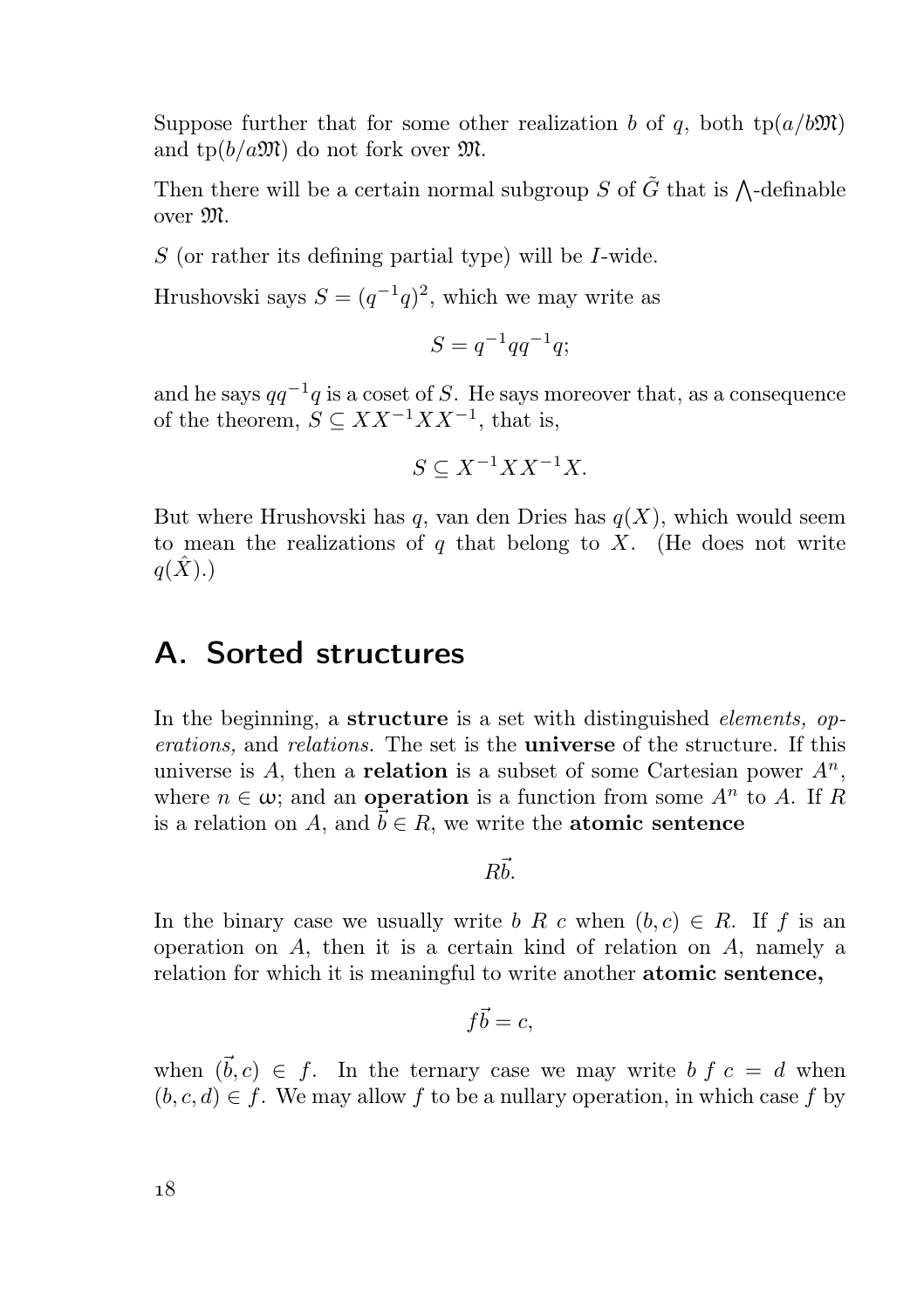Suppose further that for some other realization $b$ of $q$, both $\operatorname{tp}(a/b\mathfrak{M})$ and $\operatorname{tp}(b/a\mathfrak{M})$ do not fork over $\mathfrak{M}$.

Then there will be a certain normal subgroup $S$ of $\tilde{G}$ that is $\bigwedge$-definable over $\mathfrak{M}$.

$S$ (or rather its defining partial type) will be $I$-wide.

Hrushovski says $S = (q^{-1}q)^2$, which we may write as

$$S = q^{-1}qq^{-1}q;$$

and he says $qq^{-1}q$ is a coset of $S$. He says moreover that, as a consequence of the theorem, $S \subseteq XX^{-1}XX^{-1}$, that is,

$$S \subseteq X^{-1}XX^{-1}X.$$

But where Hrushovski has $q$, van den Dries has $q(X)$, which would seem to mean the realizations of $q$ that belong to $X$. (He does not write $q(\hat{X})$.)

## A. Sorted structures

In the beginning, a **structure** is a set with distinguished *elements, operations,* and *relations.* The set is the **universe** of the structure. If this universe is $A$, then a **relation** is a subset of some Cartesian power $A^n$, where $n \in \omega$; and an **operation** is a function from some $A^n$ to $A$. If $R$ is a relation on $A$, and $\vec{b} \in R$, we write the **atomic sentence**

$$R\vec{b}.$$

In the binary case we usually write $b\ R\ c$ when $(b, c) \in R$. If $f$ is an operation on $A$, then it is a certain kind of relation on $A$, namely a relation for which it is meaningful to write another **atomic sentence,**

$$f\vec{b} = c,$$

when $(\vec{b}, c) \in f$. In the ternary case we may write $b\ f\ c = d$ when $(b, c, d) \in f$. We may allow $f$ to be a nullary operation, in which case $f$ by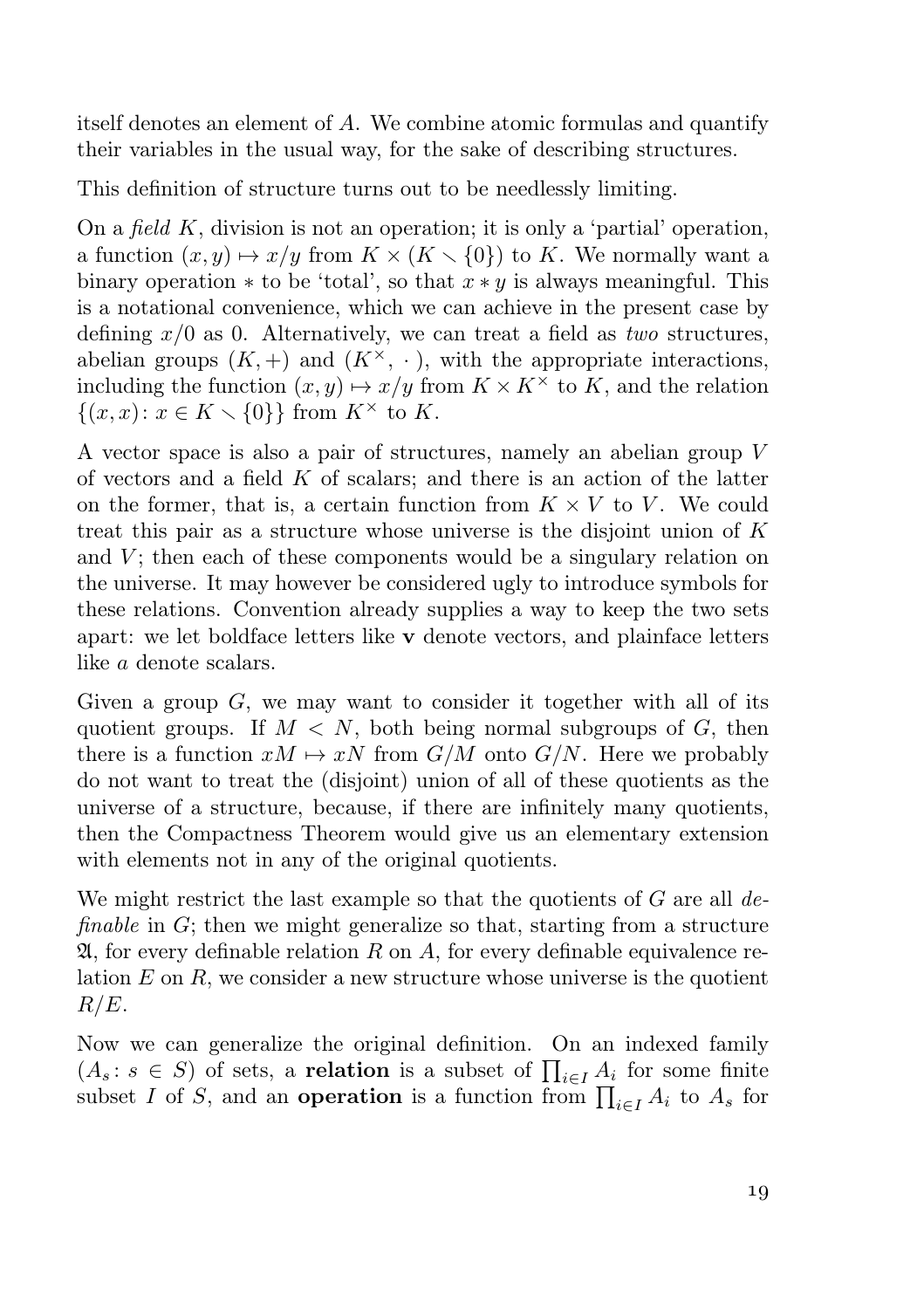itself denotes an element of $A$. We combine atomic formulas and quantify their variables in the usual way, for the sake of describing structures.

This definition of structure turns out to be needlessly limiting.

On a *field* $K$, division is not an operation; it is only a 'partial' operation, a function $(x, y) \mapsto x/y$ from $K \times (K \smallsetminus \{0\})$ to $K$. We normally want a binary operation $*$ to be 'total', so that $x * y$ is always meaningful. This is a notational convenience, which we can achieve in the present case by defining $x/0$ as 0. Alternatively, we can treat a field as *two* structures, abelian groups $(K, +)$ and $(K^\times, \cdot)$, with the appropriate interactions, including the function $(x, y) \mapsto x/y$ from $K \times K^\times$ to $K$, and the relation $\{(x, x) : x \in K \smallsetminus \{0\}\}$ from $K^\times$ to $K$.

A vector space is also a pair of structures, namely an abelian group $V$ of vectors and a field $K$ of scalars; and there is an action of the latter on the former, that is, a certain function from $K \times V$ to $V$. We could treat this pair as a structure whose universe is the disjoint union of $K$ and $V$; then each of these components would be a singulary relation on the universe. It may however be considered ugly to introduce symbols for these relations. Convention already supplies a way to keep the two sets apart: we let boldface letters like $\mathbf{v}$ denote vectors, and plainface letters like $a$ denote scalars.

Given a group $G$, we may want to consider it together with all of its quotient groups. If $M < N$, both being normal subgroups of $G$, then there is a function $xM \mapsto xN$ from $G/M$ onto $G/N$. Here we probably do not want to treat the (disjoint) union of all of these quotients as the universe of a structure, because, if there are infinitely many quotients, then the Compactness Theorem would give us an elementary extension with elements not in any of the original quotients.

We might restrict the last example so that the quotients of $G$ are all *definable* in $G$; then we might generalize so that, starting from a structure $\mathfrak{A}$, for every definable relation $R$ on $A$, for every definable equivalence relation $E$ on $R$, we consider a new structure whose universe is the quotient $R/E$.

Now we can generalize the original definition. On an indexed family $(A_s : s \in S)$ of sets, a **relation** is a subset of $\prod_{i \in I} A_i$ for some finite subset $I$ of $S$, and an **operation** is a function from $\prod_{i \in I} A_i$ to $A_s$ for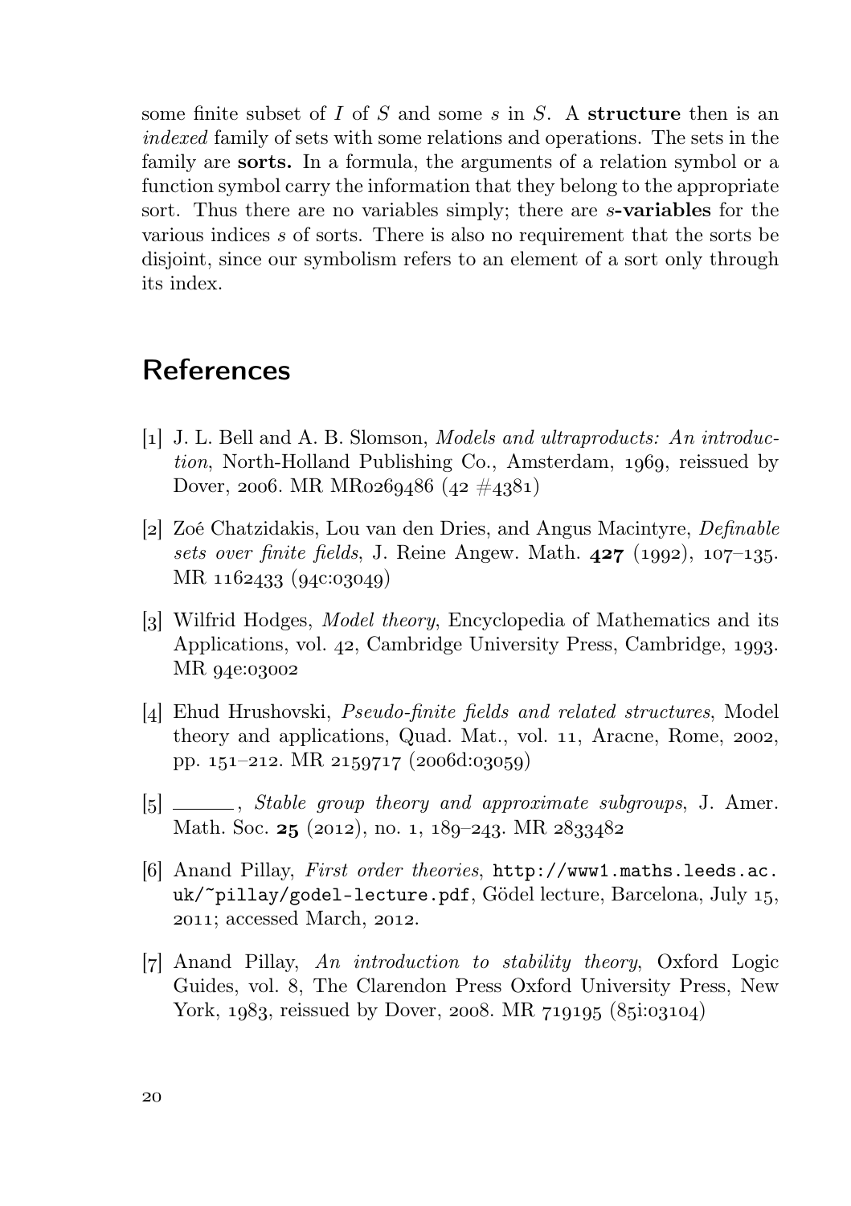some finite subset of $I$ of $S$ and some $s$ in $S$. A **structure** then is an *indexed* family of sets with some relations and operations. The sets in the family are **sorts.** In a formula, the arguments of a relation symbol or a function symbol carry the information that they belong to the appropriate sort. Thus there are no variables simply; there are $s$**-variables** for the various indices $s$ of sorts. There is also no requirement that the sorts be disjoint, since our symbolism refers to an element of a sort only through its index.

## References

[1] J. L. Bell and A. B. Slomson, *Models and ultraproducts: An introduction*, North-Holland Publishing Co., Amsterdam, 1969, reissued by Dover, 2006. MR MR0269486 (42 #4381)

[2] Zoé Chatzidakis, Lou van den Dries, and Angus Macintyre, *Definable sets over finite fields*, J. Reine Angew. Math. **427** (1992), 107–135. MR 1162433 (94c:03049)

[3] Wilfrid Hodges, *Model theory*, Encyclopedia of Mathematics and its Applications, vol. 42, Cambridge University Press, Cambridge, 1993. MR 94e:03002

[4] Ehud Hrushovski, *Pseudo-finite fields and related structures*, Model theory and applications, Quad. Mat., vol. 11, Aracne, Rome, 2002, pp. 151–212. MR 2159717 (2006d:03059)

[5] ______, *Stable group theory and approximate subgroups*, J. Amer. Math. Soc. **25** (2012), no. 1, 189–243. MR 2833482

[6] Anand Pillay, *First order theories*, `http://www1.maths.leeds.ac.uk/~pillay/godel-lecture.pdf`, Gödel lecture, Barcelona, July 15, 2011; accessed March, 2012.

[7] Anand Pillay, *An introduction to stability theory*, Oxford Logic Guides, vol. 8, The Clarendon Press Oxford University Press, New York, 1983, reissued by Dover, 2008. MR 719195 (85i:03104)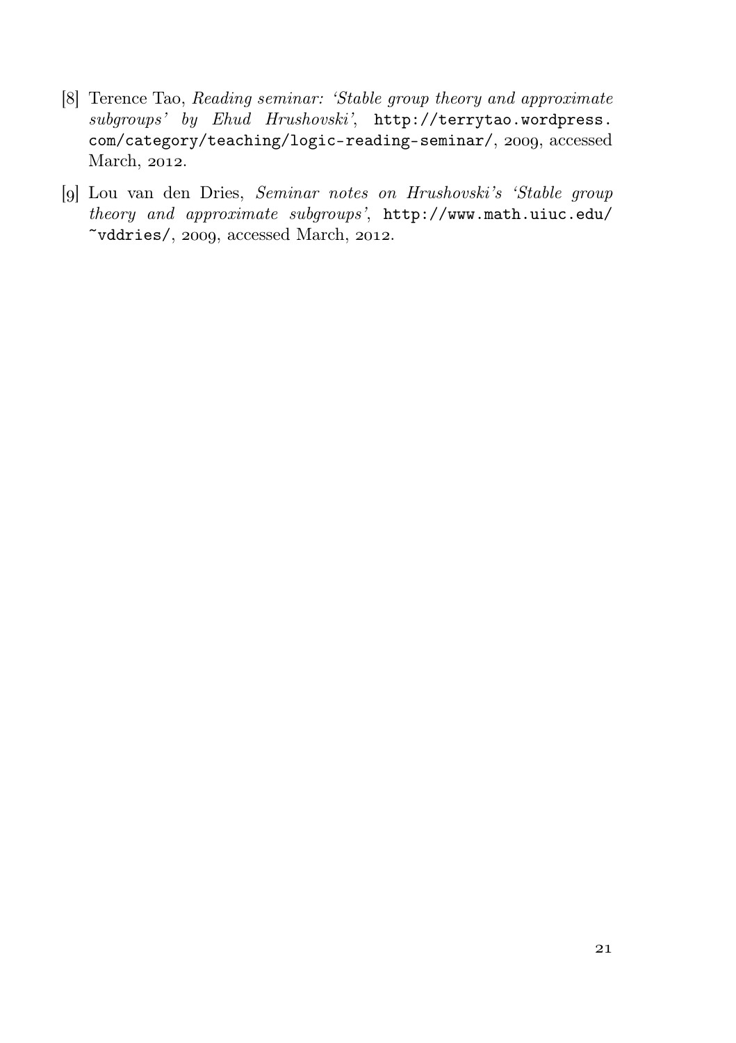[8] Terence Tao, *Reading seminar: 'Stable group theory and approximate subgroups' by Ehud Hrushovski'*, `http://terrytao.wordpress.com/category/teaching/logic-reading-seminar/`, 2009, accessed March, 2012.

[9] Lou van den Dries, *Seminar notes on Hrushovski's 'Stable group theory and approximate subgroups'*, `http://www.math.uiuc.edu/~vddries/`, 2009, accessed March, 2012.